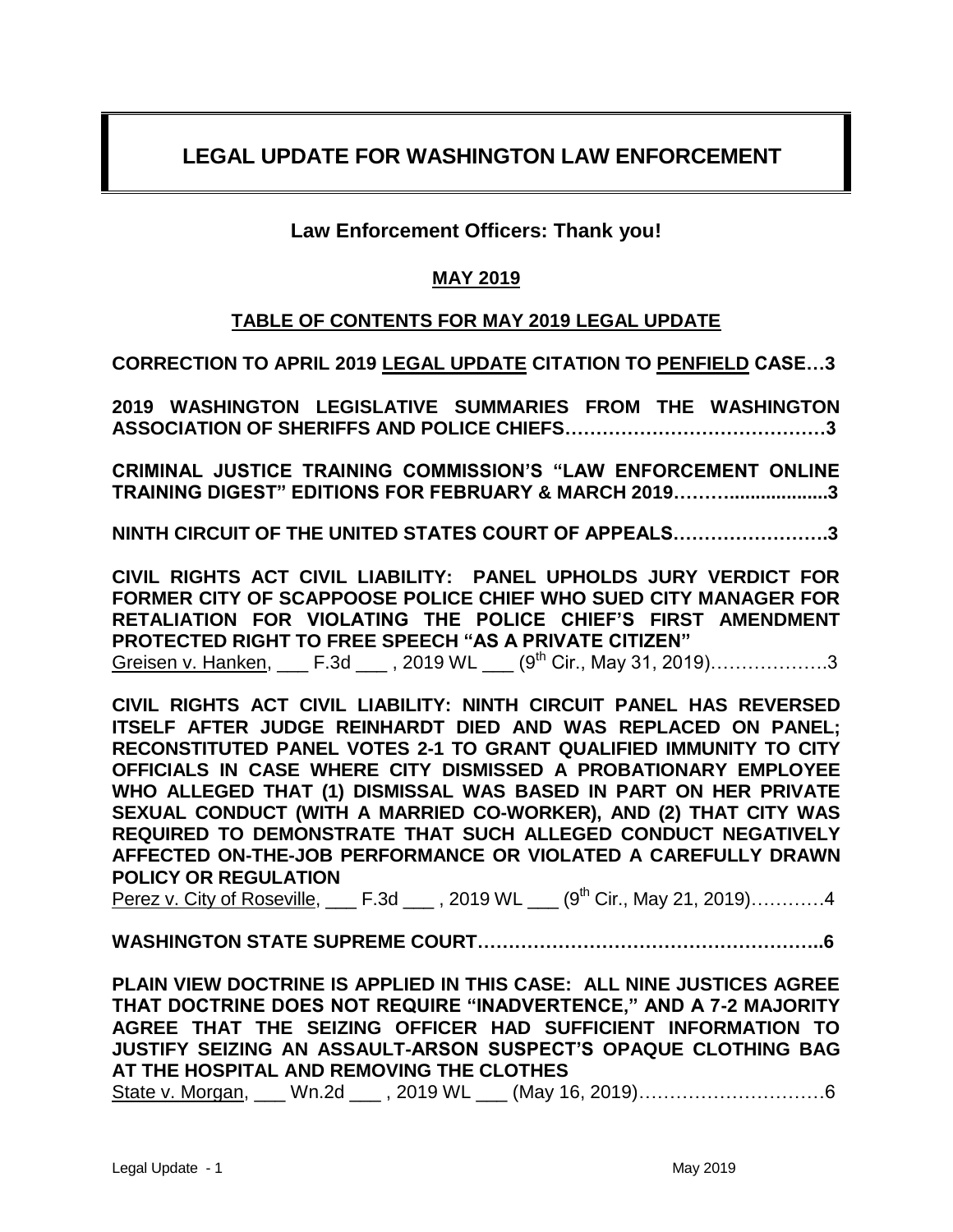# LEGAL UPDATE FOR WASHINGTON LAW ENFORCEMENT

**Law Enforcement Officers: Thank you!**

**MAY 2019**

**TABLE OF CONTENTS FOR MAY 2019 LEGAL UPDATE**

**CORRECTION TO APRIL 2019 LEGAL UPDATE CITATION TO PENFIELD CASE…3**

**2019 WASHINGTON LEGISLATIVE SUMMARIES FROM THE WASHINGTON ASSOCIATION OF SHERIFFS AND POLICE CHIEFS……………………………………3**

**CRIMINAL JUSTICE TRAINING COMMISSION'S "LAW ENFORCEMENT ONLINE TRAINING DIGEST" EDITIONS FOR FEBRUARY & MARCH 2019………..................3**

**NINTH CIRCUIT OF THE UNITED STATES COURT OF APPEALS…………………….3**

**CIVIL RIGHTS ACT CIVIL LIABILITY: PANEL UPHOLDS JURY VERDICT FOR FORMER CITY OF SCAPPOOSE POLICE CHIEF WHO SUED CITY MANAGER FOR RETALIATION FOR VIOLATING THE POLICE CHIEF'S FIRST AMENDMENT PROTECTED RIGHT TO FREE SPEECH "AS A PRIVATE CITIZEN"**
Greisen v. Hanken, ___ F.3d ___ , 2019 WL ___ (9th Cir., May 31, 2019)……………….3

**CIVIL RIGHTS ACT CIVIL LIABILITY: NINTH CIRCUIT PANEL HAS REVERSED ITSELF AFTER JUDGE REINHARDT DIED AND WAS REPLACED ON PANEL; RECONSTITUTED PANEL VOTES 2-1 TO GRANT QUALIFIED IMMUNITY TO CITY OFFICIALS IN CASE WHERE CITY DISMISSED A PROBATIONARY EMPLOYEE WHO ALLEGED THAT (1) DISMISSAL WAS BASED IN PART ON HER PRIVATE SEXUAL CONDUCT (WITH A MARRIED CO-WORKER), AND (2) THAT CITY WAS REQUIRED TO DEMONSTRATE THAT SUCH ALLEGED CONDUCT NEGATIVELY AFFECTED ON-THE-JOB PERFORMANCE OR VIOLATED A CAREFULLY DRAWN POLICY OR REGULATION**
Perez v. City of Roseville, ___ F.3d ___ , 2019 WL ___ (9th Cir., May 21, 2019)…………4

**WASHINGTON STATE SUPREME COURT………………………………………………..6**

**PLAIN VIEW DOCTRINE IS APPLIED IN THIS CASE: ALL NINE JUSTICES AGREE THAT DOCTRINE DOES NOT REQUIRE "INADVERTENCE," AND A 7-2 MAJORITY AGREE THAT THE SEIZING OFFICER HAD SUFFICIENT INFORMATION TO JUSTIFY SEIZING AN ASSAULT-ARSON SUSPECT'S OPAQUE CLOTHING BAG AT THE HOSPITAL AND REMOVING THE CLOTHES**
State v. Morgan, ___ Wn.2d ___ , 2019 WL ___ (May 16, 2019)…………………………6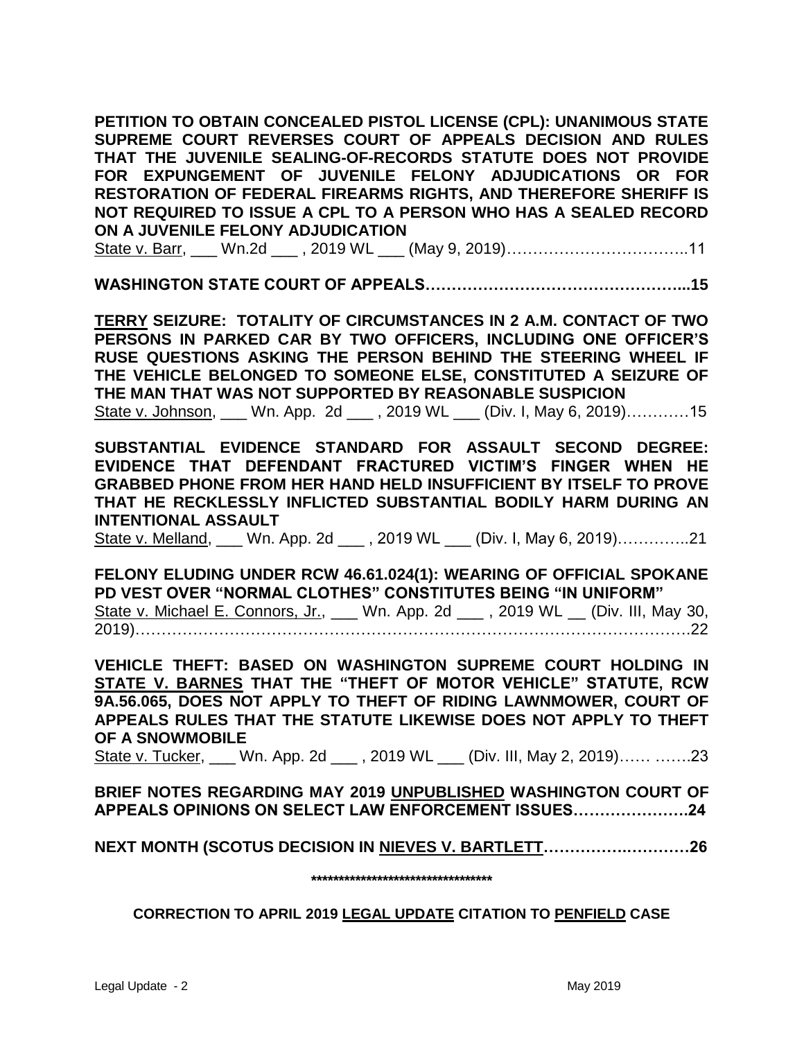**PETITION TO OBTAIN CONCEALED PISTOL LICENSE (CPL): UNANIMOUS STATE SUPREME COURT REVERSES COURT OF APPEALS DECISION AND RULES THAT THE JUVENILE SEALING-OF-RECORDS STATUTE DOES NOT PROVIDE FOR EXPUNGEMENT OF JUVENILE FELONY ADJUDICATIONS OR FOR RESTORATION OF FEDERAL FIREARMS RIGHTS, AND THEREFORE SHERIFF IS NOT REQUIRED TO ISSUE A CPL TO A PERSON WHO HAS A SEALED RECORD ON A JUVENILE FELONY ADJUDICATION**

State v. Barr, ___ Wn.2d ___ , 2019 WL ___ (May 9, 2019)……………………………..11

**WASHINGTON STATE COURT OF APPEALS…………………………………………...15**

**TERRY SEIZURE: TOTALITY OF CIRCUMSTANCES IN 2 A.M. CONTACT OF TWO PERSONS IN PARKED CAR BY TWO OFFICERS, INCLUDING ONE OFFICER'S RUSE QUESTIONS ASKING THE PERSON BEHIND THE STEERING WHEEL IF THE VEHICLE BELONGED TO SOMEONE ELSE, CONSTITUTED A SEIZURE OF THE MAN THAT WAS NOT SUPPORTED BY REASONABLE SUSPICION**

State v. Johnson, ___ Wn. App. 2d ___ , 2019 WL ___ (Div. I, May 6, 2019)…………15

**SUBSTANTIAL EVIDENCE STANDARD FOR ASSAULT SECOND DEGREE: EVIDENCE THAT DEFENDANT FRACTURED VICTIM'S FINGER WHEN HE GRABBED PHONE FROM HER HAND HELD INSUFFICIENT BY ITSELF TO PROVE THAT HE RECKLESSLY INFLICTED SUBSTANTIAL BODILY HARM DURING AN INTENTIONAL ASSAULT**

State v. Melland, ___ Wn. App. 2d ___ , 2019 WL ___ (Div. I, May 6, 2019)…………..21

**FELONY ELUDING UNDER RCW 46.61.024(1): WEARING OF OFFICIAL SPOKANE PD VEST OVER "NORMAL CLOTHES" CONSTITUTES BEING "IN UNIFORM"**

State v. Michael E. Connors, Jr., ___ Wn. App. 2d ___ , 2019 WL __ (Div. III, May 30, 2019)……………………………………………………………………………………….22

**VEHICLE THEFT: BASED ON WASHINGTON SUPREME COURT HOLDING IN STATE V. BARNES THAT THE "THEFT OF MOTOR VEHICLE" STATUTE, RCW 9A.56.065, DOES NOT APPLY TO THEFT OF RIDING LAWNMOWER, COURT OF APPEALS RULES THAT THE STATUTE LIKEWISE DOES NOT APPLY TO THEFT OF A SNOWMOBILE**

State v. Tucker, ___ Wn. App. 2d ___ , 2019 WL ___ (Div. III, May 2, 2019)…… …….23

**BRIEF NOTES REGARDING MAY 2019 UNPUBLISHED WASHINGTON COURT OF APPEALS OPINIONS ON SELECT LAW ENFORCEMENT ISSUES………………….24**

**NEXT MONTH (SCOTUS DECISION IN NIEVES V. BARTLETT……………….………26**

*********************************

**CORRECTION TO APRIL 2019 LEGAL UPDATE CITATION TO PENFIELD CASE**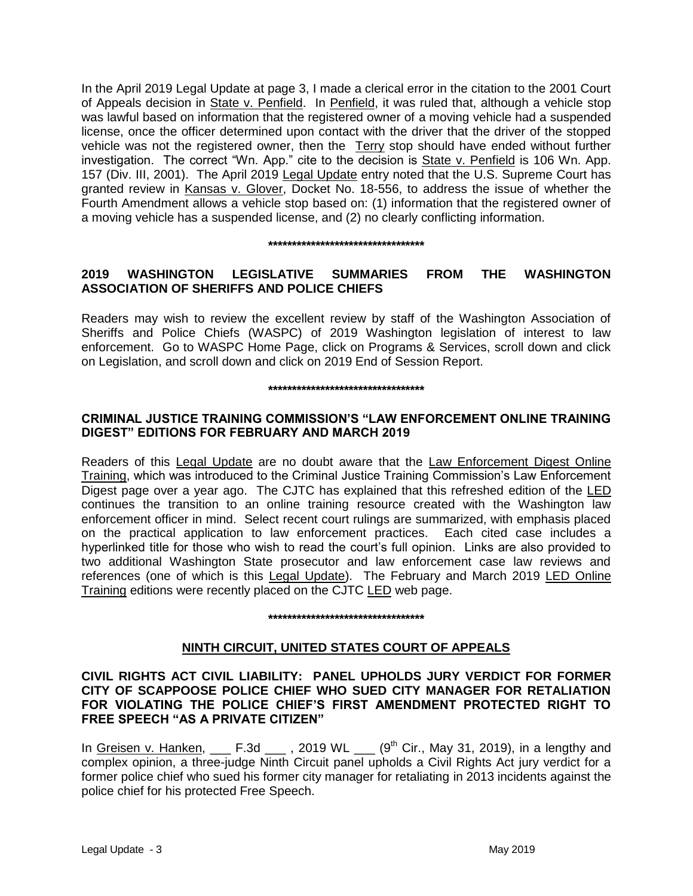In the April 2019 Legal Update at page 3, I made a clerical error in the citation to the 2001 Court of Appeals decision in State v. Penfield. In Penfield, it was ruled that, although a vehicle stop was lawful based on information that the registered owner of a moving vehicle had a suspended license, once the officer determined upon contact with the driver that the driver of the stopped vehicle was not the registered owner, then the Terry stop should have ended without further investigation. The correct "Wn. App." cite to the decision is State v. Penfield is 106 Wn. App. 157 (Div. III, 2001). The April 2019 Legal Update entry noted that the U.S. Supreme Court has granted review in Kansas v. Glover, Docket No. 18-556, to address the issue of whether the Fourth Amendment allows a vehicle stop based on: (1) information that the registered owner of a moving vehicle has a suspended license, and (2) no clearly conflicting information.

**********************************

## 2019 WASHINGTON LEGISLATIVE SUMMARIES FROM THE WASHINGTON ASSOCIATION OF SHERIFFS AND POLICE CHIEFS

Readers may wish to review the excellent review by staff of the Washington Association of Sheriffs and Police Chiefs (WASPC) of 2019 Washington legislation of interest to law enforcement. Go to WASPC Home Page, click on Programs & Services, scroll down and click on Legislation, and scroll down and click on 2019 End of Session Report.

**********************************

## CRIMINAL JUSTICE TRAINING COMMISSION'S "LAW ENFORCEMENT ONLINE TRAINING DIGEST" EDITIONS FOR FEBRUARY AND MARCH 2019

Readers of this Legal Update are no doubt aware that the Law Enforcement Digest Online Training, which was introduced to the Criminal Justice Training Commission's Law Enforcement Digest page over a year ago. The CJTC has explained that this refreshed edition of the LED continues the transition to an online training resource created with the Washington law enforcement officer in mind. Select recent court rulings are summarized, with emphasis placed on the practical application to law enforcement practices. Each cited case includes a hyperlinked title for those who wish to read the court's full opinion. Links are also provided to two additional Washington State prosecutor and law enforcement case law reviews and references (one of which is this Legal Update). The February and March 2019 LED Online Training editions were recently placed on the CJTC LED web page.

**********************************

## NINTH CIRCUIT, UNITED STATES COURT OF APPEALS

### CIVIL RIGHTS ACT CIVIL LIABILITY: PANEL UPHOLDS JURY VERDICT FOR FORMER CITY OF SCAPPOOSE POLICE CHIEF WHO SUED CITY MANAGER FOR RETALIATION FOR VIOLATING THE POLICE CHIEF'S FIRST AMENDMENT PROTECTED RIGHT TO FREE SPEECH "AS A PRIVATE CITIZEN"

In Greisen v. Hanken, ___ F.3d ___ , 2019 WL ___ (9th Cir., May 31, 2019), in a lengthy and complex opinion, a three-judge Ninth Circuit panel upholds a Civil Rights Act jury verdict for a former police chief who sued his former city manager for retaliating in 2013 incidents against the police chief for his protected Free Speech.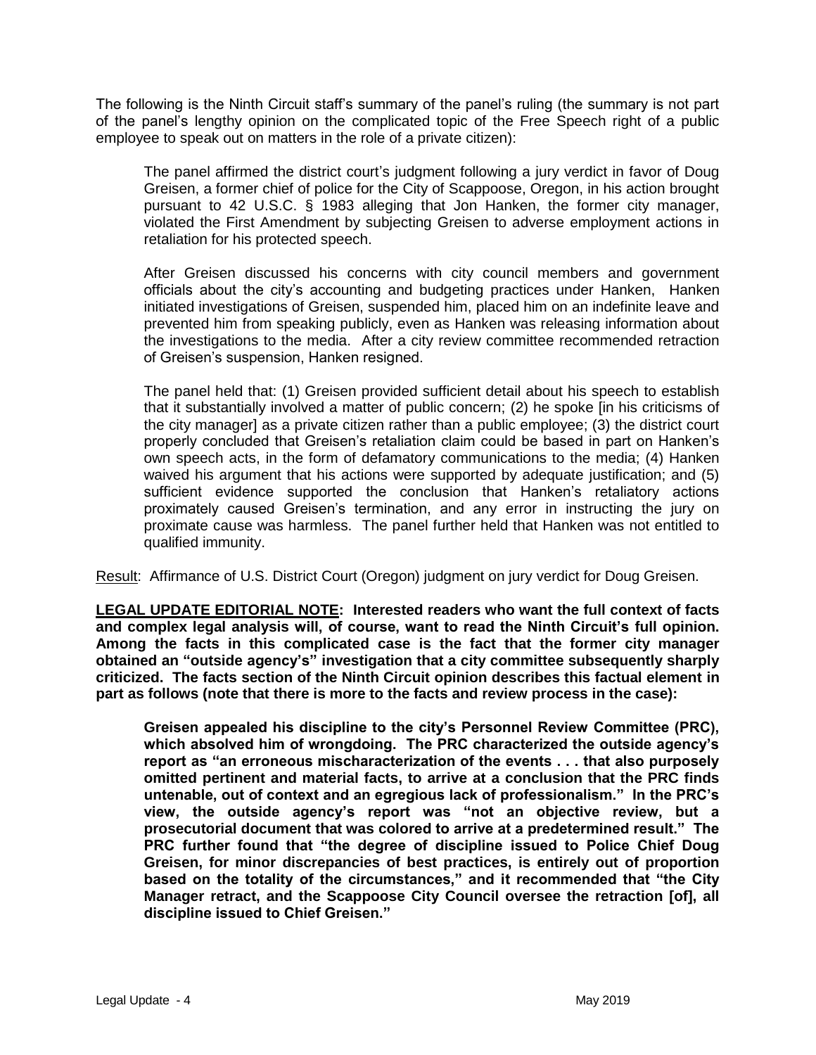The following is the Ninth Circuit staff's summary of the panel's ruling (the summary is not part of the panel's lengthy opinion on the complicated topic of the Free Speech right of a public employee to speak out on matters in the role of a private citizen):

> The panel affirmed the district court's judgment following a jury verdict in favor of Doug Greisen, a former chief of police for the City of Scappoose, Oregon, in his action brought pursuant to 42 U.S.C. § 1983 alleging that Jon Hanken, the former city manager, violated the First Amendment by subjecting Greisen to adverse employment actions in retaliation for his protected speech.
>
> After Greisen discussed his concerns with city council members and government officials about the city's accounting and budgeting practices under Hanken, Hanken initiated investigations of Greisen, suspended him, placed him on an indefinite leave and prevented him from speaking publicly, even as Hanken was releasing information about the investigations to the media. After a city review committee recommended retraction of Greisen's suspension, Hanken resigned.
>
> The panel held that: (1) Greisen provided sufficient detail about his speech to establish that it substantially involved a matter of public concern; (2) he spoke [in his criticisms of the city manager] as a private citizen rather than a public employee; (3) the district court properly concluded that Greisen's retaliation claim could be based in part on Hanken's own speech acts, in the form of defamatory communications to the media; (4) Hanken waived his argument that his actions were supported by adequate justification; and (5) sufficient evidence supported the conclusion that Hanken's retaliatory actions proximately caused Greisen's termination, and any error in instructing the jury on proximate cause was harmless. The panel further held that Hanken was not entitled to qualified immunity.

<u>Result</u>: Affirmance of U.S. District Court (Oregon) judgment on jury verdict for Doug Greisen.

**<u>LEGAL UPDATE EDITORIAL NOTE</u>: Interested readers who want the full context of facts and complex legal analysis will, of course, want to read the Ninth Circuit's full opinion. Among the facts in this complicated case is the fact that the former city manager obtained an "outside agency's" investigation that a city committee subsequently sharply criticized. The facts section of the Ninth Circuit opinion describes this factual element in part as follows (note that there is more to the facts and review process in the case):**

> **Greisen appealed his discipline to the city's Personnel Review Committee (PRC), which absolved him of wrongdoing. The PRC characterized the outside agency's report as "an erroneous mischaracterization of the events . . . that also purposely omitted pertinent and material facts, to arrive at a conclusion that the PRC finds untenable, out of context and an egregious lack of professionalism." In the PRC's view, the outside agency's report was "not an objective review, but a prosecutorial document that was colored to arrive at a predetermined result." The PRC further found that "the degree of discipline issued to Police Chief Doug Greisen, for minor discrepancies of best practices, is entirely out of proportion based on the totality of the circumstances," and it recommended that "the City Manager retract, and the Scappoose City Council oversee the retraction [of], all discipline issued to Chief Greisen."**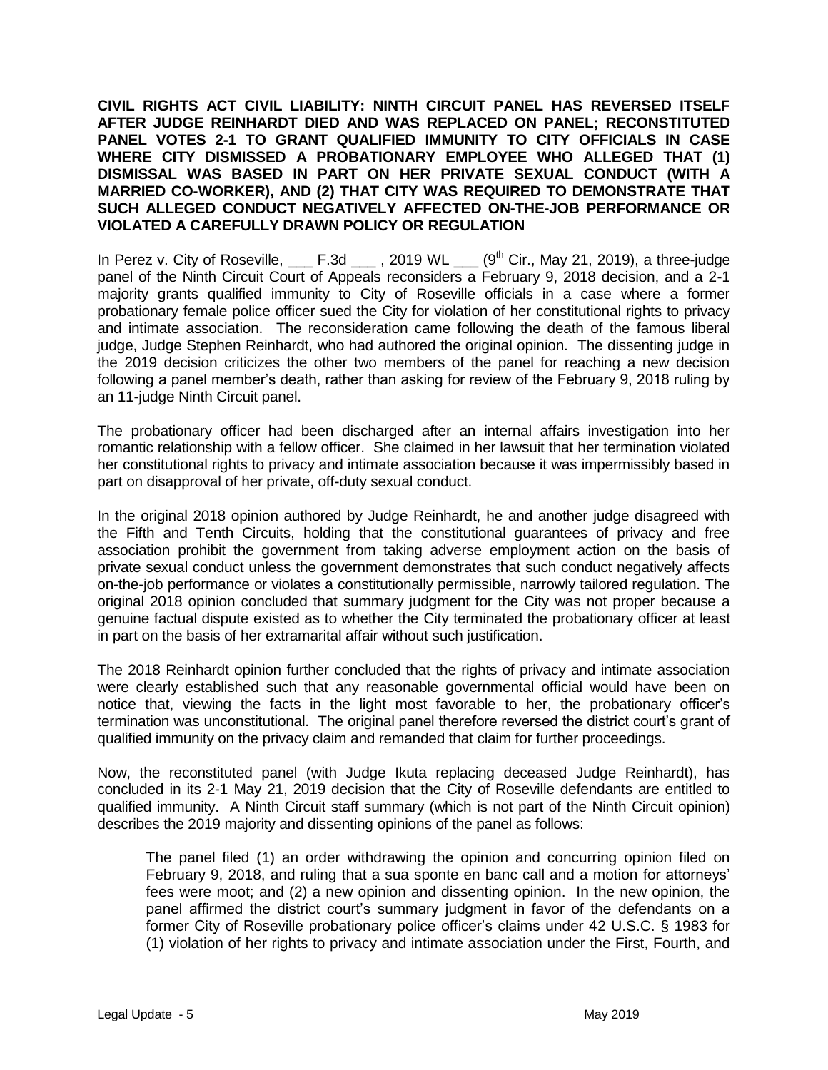**CIVIL RIGHTS ACT CIVIL LIABILITY: NINTH CIRCUIT PANEL HAS REVERSED ITSELF AFTER JUDGE REINHARDT DIED AND WAS REPLACED ON PANEL; RECONSTITUTED PANEL VOTES 2-1 TO GRANT QUALIFIED IMMUNITY TO CITY OFFICIALS IN CASE WHERE CITY DISMISSED A PROBATIONARY EMPLOYEE WHO ALLEGED THAT (1) DISMISSAL WAS BASED IN PART ON HER PRIVATE SEXUAL CONDUCT (WITH A MARRIED CO-WORKER), AND (2) THAT CITY WAS REQUIRED TO DEMONSTRATE THAT SUCH ALLEGED CONDUCT NEGATIVELY AFFECTED ON-THE-JOB PERFORMANCE OR VIOLATED A CAREFULLY DRAWN POLICY OR REGULATION**

In Perez v. City of Roseville, ___ F.3d ___ , 2019 WL ___ (9th Cir., May 21, 2019), a three-judge panel of the Ninth Circuit Court of Appeals reconsiders a February 9, 2018 decision, and a 2-1 majority grants qualified immunity to City of Roseville officials in a case where a former probationary female police officer sued the City for violation of her constitutional rights to privacy and intimate association. The reconsideration came following the death of the famous liberal judge, Judge Stephen Reinhardt, who had authored the original opinion. The dissenting judge in the 2019 decision criticizes the other two members of the panel for reaching a new decision following a panel member's death, rather than asking for review of the February 9, 2018 ruling by an 11-judge Ninth Circuit panel.

The probationary officer had been discharged after an internal affairs investigation into her romantic relationship with a fellow officer. She claimed in her lawsuit that her termination violated her constitutional rights to privacy and intimate association because it was impermissibly based in part on disapproval of her private, off-duty sexual conduct.

In the original 2018 opinion authored by Judge Reinhardt, he and another judge disagreed with the Fifth and Tenth Circuits, holding that the constitutional guarantees of privacy and free association prohibit the government from taking adverse employment action on the basis of private sexual conduct unless the government demonstrates that such conduct negatively affects on-the-job performance or violates a constitutionally permissible, narrowly tailored regulation. The original 2018 opinion concluded that summary judgment for the City was not proper because a genuine factual dispute existed as to whether the City terminated the probationary officer at least in part on the basis of her extramarital affair without such justification.

The 2018 Reinhardt opinion further concluded that the rights of privacy and intimate association were clearly established such that any reasonable governmental official would have been on notice that, viewing the facts in the light most favorable to her, the probationary officer's termination was unconstitutional. The original panel therefore reversed the district court's grant of qualified immunity on the privacy claim and remanded that claim for further proceedings.

Now, the reconstituted panel (with Judge Ikuta replacing deceased Judge Reinhardt), has concluded in its 2-1 May 21, 2019 decision that the City of Roseville defendants are entitled to qualified immunity. A Ninth Circuit staff summary (which is not part of the Ninth Circuit opinion) describes the 2019 majority and dissenting opinions of the panel as follows:

> The panel filed (1) an order withdrawing the opinion and concurring opinion filed on February 9, 2018, and ruling that a sua sponte en banc call and a motion for attorneys' fees were moot; and (2) a new opinion and dissenting opinion. In the new opinion, the panel affirmed the district court's summary judgment in favor of the defendants on a former City of Roseville probationary police officer's claims under 42 U.S.C. § 1983 for (1) violation of her rights to privacy and intimate association under the First, Fourth, and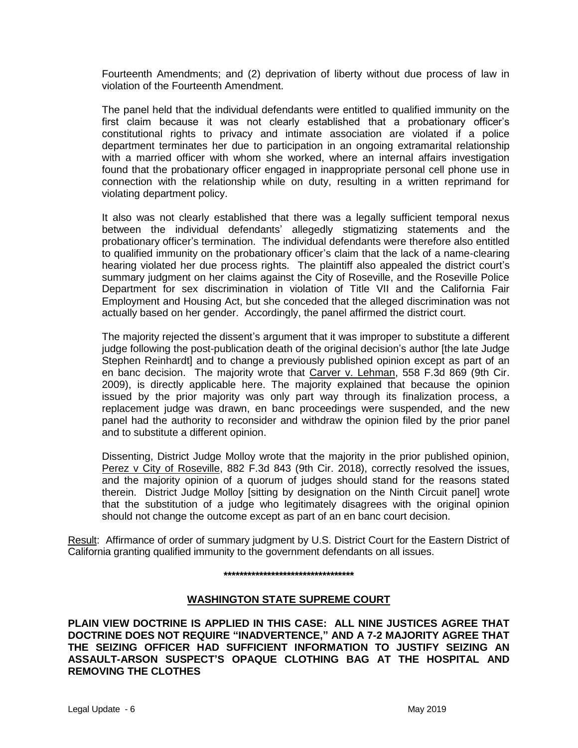Fourteenth Amendments; and (2) deprivation of liberty without due process of law in violation of the Fourteenth Amendment.

The panel held that the individual defendants were entitled to qualified immunity on the first claim because it was not clearly established that a probationary officer's constitutional rights to privacy and intimate association are violated if a police department terminates her due to participation in an ongoing extramarital relationship with a married officer with whom she worked, where an internal affairs investigation found that the probationary officer engaged in inappropriate personal cell phone use in connection with the relationship while on duty, resulting in a written reprimand for violating department policy.

It also was not clearly established that there was a legally sufficient temporal nexus between the individual defendants' allegedly stigmatizing statements and the probationary officer's termination. The individual defendants were therefore also entitled to qualified immunity on the probationary officer's claim that the lack of a name-clearing hearing violated her due process rights. The plaintiff also appealed the district court's summary judgment on her claims against the City of Roseville, and the Roseville Police Department for sex discrimination in violation of Title VII and the California Fair Employment and Housing Act, but she conceded that the alleged discrimination was not actually based on her gender. Accordingly, the panel affirmed the district court.

The majority rejected the dissent's argument that it was improper to substitute a different judge following the post-publication death of the original decision's author [the late Judge Stephen Reinhardt] and to change a previously published opinion except as part of an en banc decision. The majority wrote that Carver v. Lehman, 558 F.3d 869 (9th Cir. 2009), is directly applicable here. The majority explained that because the opinion issued by the prior majority was only part way through its finalization process, a replacement judge was drawn, en banc proceedings were suspended, and the new panel had the authority to reconsider and withdraw the opinion filed by the prior panel and to substitute a different opinion.

Dissenting, District Judge Molloy wrote that the majority in the prior published opinion, Perez v City of Roseville, 882 F.3d 843 (9th Cir. 2018), correctly resolved the issues, and the majority opinion of a quorum of judges should stand for the reasons stated therein. District Judge Molloy [sitting by designation on the Ninth Circuit panel] wrote that the substitution of a judge who legitimately disagrees with the original opinion should not change the outcome except as part of an en banc court decision.

Result: Affirmance of order of summary judgment by U.S. District Court for the Eastern District of California granting qualified immunity to the government defendants on all issues.

**********************************

## WASHINGTON STATE SUPREME COURT

**PLAIN VIEW DOCTRINE IS APPLIED IN THIS CASE: ALL NINE JUSTICES AGREE THAT DOCTRINE DOES NOT REQUIRE "INADVERTENCE," AND A 7-2 MAJORITY AGREE THAT THE SEIZING OFFICER HAD SUFFICIENT INFORMATION TO JUSTIFY SEIZING AN ASSAULT-ARSON SUSPECT'S OPAQUE CLOTHING BAG AT THE HOSPITAL AND REMOVING THE CLOTHES**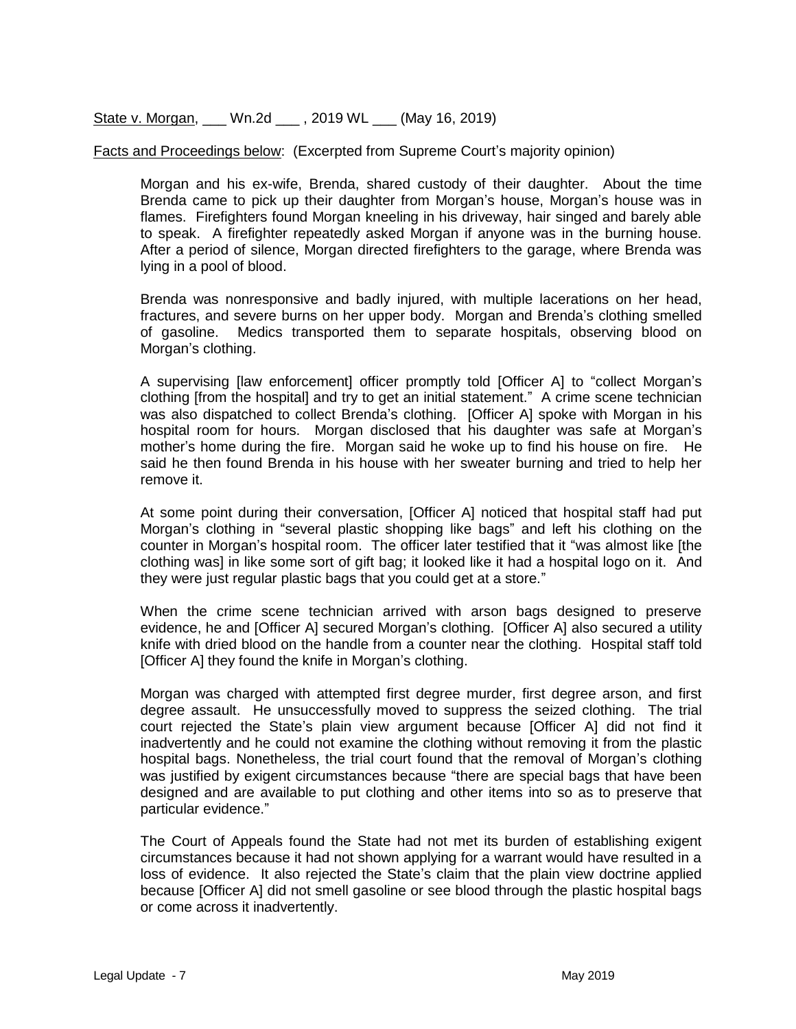<u>State v. Morgan</u>, ___ Wn.2d ___ , 2019 WL ___ (May 16, 2019)

<u>Facts and Proceedings below</u>: (Excerpted from Supreme Court's majority opinion)

> Morgan and his ex-wife, Brenda, shared custody of their daughter. About the time Brenda came to pick up their daughter from Morgan's house, Morgan's house was in flames. Firefighters found Morgan kneeling in his driveway, hair singed and barely able to speak. A firefighter repeatedly asked Morgan if anyone was in the burning house. After a period of silence, Morgan directed firefighters to the garage, where Brenda was lying in a pool of blood.
>
> Brenda was nonresponsive and badly injured, with multiple lacerations on her head, fractures, and severe burns on her upper body. Morgan and Brenda's clothing smelled of gasoline. Medics transported them to separate hospitals, observing blood on Morgan's clothing.
>
> A supervising [law enforcement] officer promptly told [Officer A] to "collect Morgan's clothing [from the hospital] and try to get an initial statement." A crime scene technician was also dispatched to collect Brenda's clothing. [Officer A] spoke with Morgan in his hospital room for hours. Morgan disclosed that his daughter was safe at Morgan's mother's home during the fire. Morgan said he woke up to find his house on fire. He said he then found Brenda in his house with her sweater burning and tried to help her remove it.
>
> At some point during their conversation, [Officer A] noticed that hospital staff had put Morgan's clothing in "several plastic shopping like bags" and left his clothing on the counter in Morgan's hospital room. The officer later testified that it "was almost like [the clothing was] in like some sort of gift bag; it looked like it had a hospital logo on it. And they were just regular plastic bags that you could get at a store."
>
> When the crime scene technician arrived with arson bags designed to preserve evidence, he and [Officer A] secured Morgan's clothing. [Officer A] also secured a utility knife with dried blood on the handle from a counter near the clothing. Hospital staff told [Officer A] they found the knife in Morgan's clothing.
>
> Morgan was charged with attempted first degree murder, first degree arson, and first degree assault. He unsuccessfully moved to suppress the seized clothing. The trial court rejected the State's plain view argument because [Officer A] did not find it inadvertently and he could not examine the clothing without removing it from the plastic hospital bags. Nonetheless, the trial court found that the removal of Morgan's clothing was justified by exigent circumstances because "there are special bags that have been designed and are available to put clothing and other items into so as to preserve that particular evidence."
>
> The Court of Appeals found the State had not met its burden of establishing exigent circumstances because it had not shown applying for a warrant would have resulted in a loss of evidence. It also rejected the State's claim that the plain view doctrine applied because [Officer A] did not smell gasoline or see blood through the plastic hospital bags or come across it inadvertently.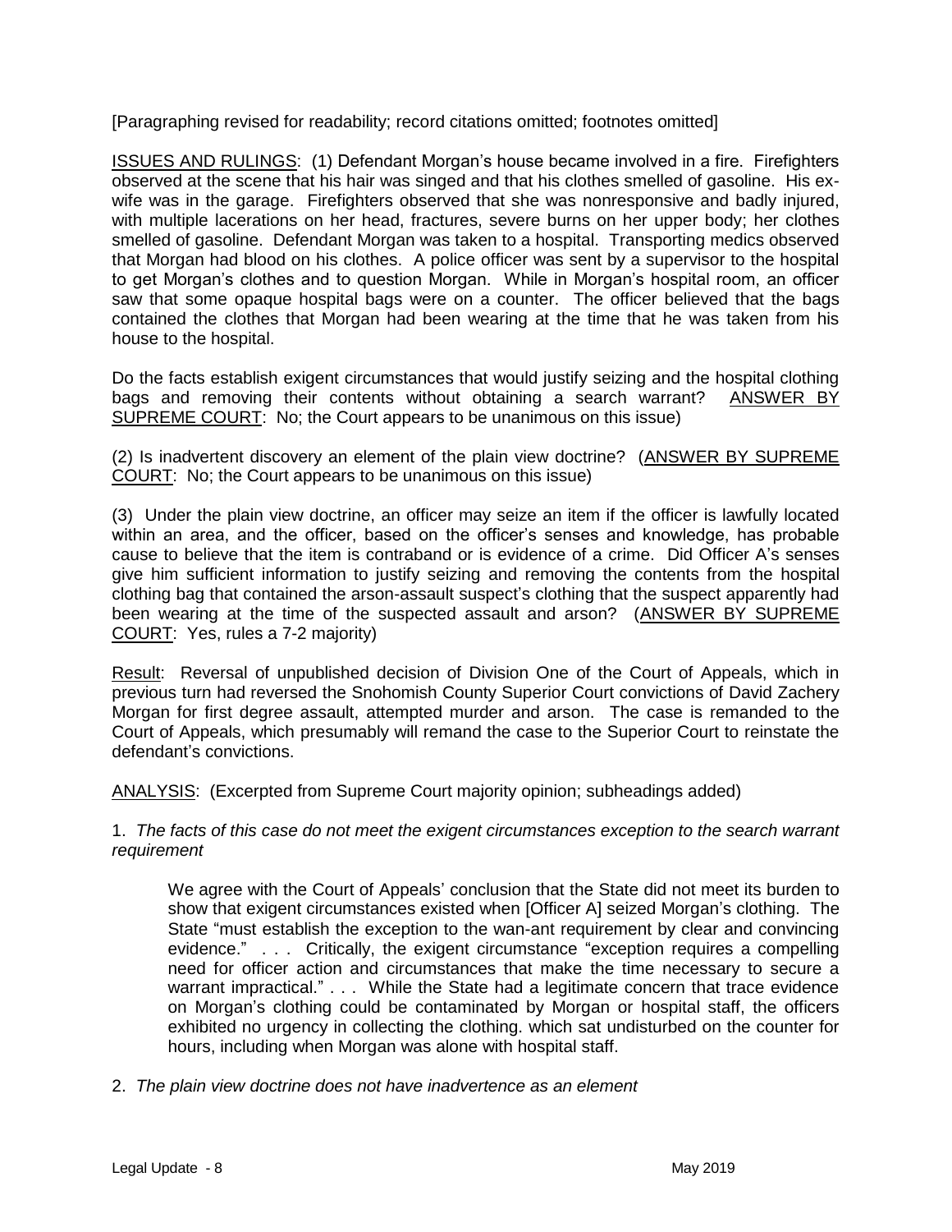[Paragraphing revised for readability; record citations omitted; footnotes omitted]

<u>ISSUES AND RULINGS</u>: (1) Defendant Morgan's house became involved in a fire. Firefighters observed at the scene that his hair was singed and that his clothes smelled of gasoline. His ex-wife was in the garage. Firefighters observed that she was nonresponsive and badly injured, with multiple lacerations on her head, fractures, severe burns on her upper body; her clothes smelled of gasoline. Defendant Morgan was taken to a hospital. Transporting medics observed that Morgan had blood on his clothes. A police officer was sent by a supervisor to the hospital to get Morgan's clothes and to question Morgan. While in Morgan's hospital room, an officer saw that some opaque hospital bags were on a counter. The officer believed that the bags contained the clothes that Morgan had been wearing at the time that he was taken from his house to the hospital.

Do the facts establish exigent circumstances that would justify seizing and the hospital clothing bags and removing their contents without obtaining a search warrant? <u>ANSWER BY SUPREME COURT</u>: No; the Court appears to be unanimous on this issue)

(2) Is inadvertent discovery an element of the plain view doctrine? (<u>ANSWER BY SUPREME COURT</u>: No; the Court appears to be unanimous on this issue)

(3) Under the plain view doctrine, an officer may seize an item if the officer is lawfully located within an area, and the officer, based on the officer's senses and knowledge, has probable cause to believe that the item is contraband or is evidence of a crime. Did Officer A's senses give him sufficient information to justify seizing and removing the contents from the hospital clothing bag that contained the arson-assault suspect's clothing that the suspect apparently had been wearing at the time of the suspected assault and arson? (<u>ANSWER BY SUPREME COURT</u>: Yes, rules a 7-2 majority)

<u>Result</u>: Reversal of unpublished decision of Division One of the Court of Appeals, which in previous turn had reversed the Snohomish County Superior Court convictions of David Zachery Morgan for first degree assault, attempted murder and arson. The case is remanded to the Court of Appeals, which presumably will remand the case to the Superior Court to reinstate the defendant's convictions.

<u>ANALYSIS</u>: (Excerpted from Supreme Court majority opinion; subheadings added)

1. *The facts of this case do not meet the exigent circumstances exception to the search warrant requirement*

> We agree with the Court of Appeals' conclusion that the State did not meet its burden to show that exigent circumstances existed when [Officer A] seized Morgan's clothing. The State "must establish the exception to the wan-ant requirement by clear and convincing evidence." . . . Critically, the exigent circumstance "exception requires a compelling need for officer action and circumstances that make the time necessary to secure a warrant impractical." . . . While the State had a legitimate concern that trace evidence on Morgan's clothing could be contaminated by Morgan or hospital staff, the officers exhibited no urgency in collecting the clothing. which sat undisturbed on the counter for hours, including when Morgan was alone with hospital staff.

2. *The plain view doctrine does not have inadvertence as an element*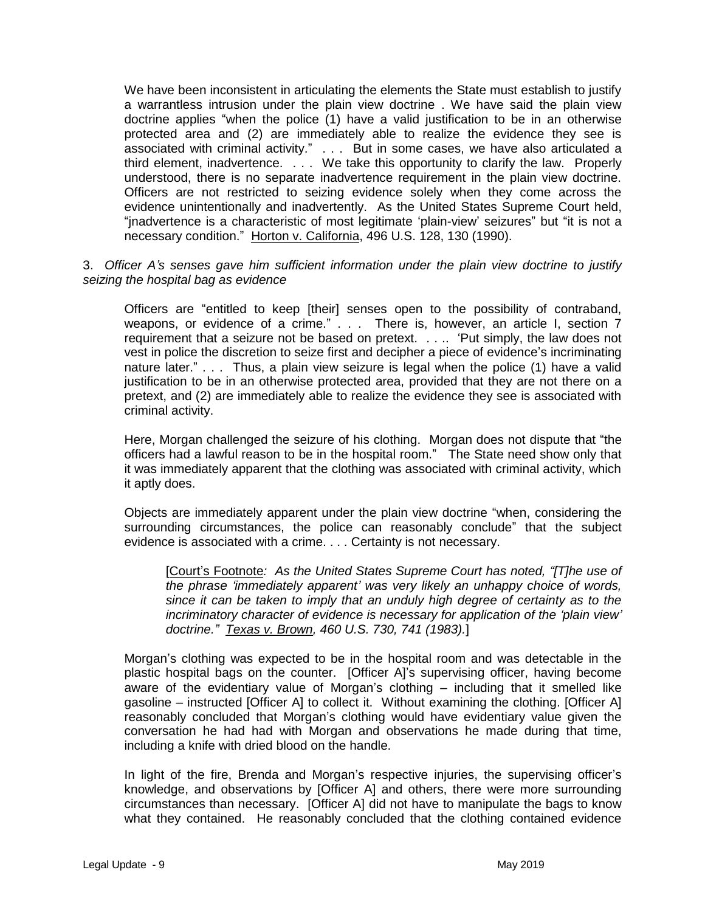We have been inconsistent in articulating the elements the State must establish to justify a warrantless intrusion under the plain view doctrine . We have said the plain view doctrine applies "when the police (1) have a valid justification to be in an otherwise protected area and (2) are immediately able to realize the evidence they see is associated with criminal activity." . . . But in some cases, we have also articulated a third element, inadvertence. . . . We take this opportunity to clarify the law. Properly understood, there is no separate inadvertence requirement in the plain view doctrine. Officers are not restricted to seizing evidence solely when they come across the evidence unintentionally and inadvertently. As the United States Supreme Court held, "jnadvertence is a characteristic of most legitimate 'plain-view' seizures" but "it is not a necessary condition." Horton v. California, 496 U.S. 128, 130 (1990).

3. *Officer A's senses gave him sufficient information under the plain view doctrine to justify seizing the hospital bag as evidence*

Officers are "entitled to keep [their] senses open to the possibility of contraband, weapons, or evidence of a crime." . . . There is, however, an article I, section 7 requirement that a seizure not be based on pretext. . . .. 'Put simply, the law does not vest in police the discretion to seize first and decipher a piece of evidence's incriminating nature later." . . . Thus, a plain view seizure is legal when the police (1) have a valid justification to be in an otherwise protected area, provided that they are not there on a pretext, and (2) are immediately able to realize the evidence they see is associated with criminal activity.

Here, Morgan challenged the seizure of his clothing. Morgan does not dispute that "the officers had a lawful reason to be in the hospital room." The State need show only that it was immediately apparent that the clothing was associated with criminal activity, which it aptly does.

Objects are immediately apparent under the plain view doctrine "when, considering the surrounding circumstances, the police can reasonably conclude" that the subject evidence is associated with a crime. . . . Certainty is not necessary.

> [Court's Footnote*: As the United States Supreme Court has noted, "[T]he use of the phrase 'immediately apparent' was very likely an unhappy choice of words, since it can be taken to imply that an unduly high degree of certainty as to the incriminatory character of evidence is necessary for application of the 'plain view' doctrine." Texas v. Brown, 460 U.S. 730, 741 (1983).*]

Morgan's clothing was expected to be in the hospital room and was detectable in the plastic hospital bags on the counter. [Officer A]'s supervising officer, having become aware of the evidentiary value of Morgan's clothing – including that it smelled like gasoline – instructed [Officer A] to collect it. Without examining the clothing. [Officer A] reasonably concluded that Morgan's clothing would have evidentiary value given the conversation he had had with Morgan and observations he made during that time, including a knife with dried blood on the handle.

In light of the fire, Brenda and Morgan's respective injuries, the supervising officer's knowledge, and observations by [Officer A] and others, there were more surrounding circumstances than necessary. [Officer A] did not have to manipulate the bags to know what they contained. He reasonably concluded that the clothing contained evidence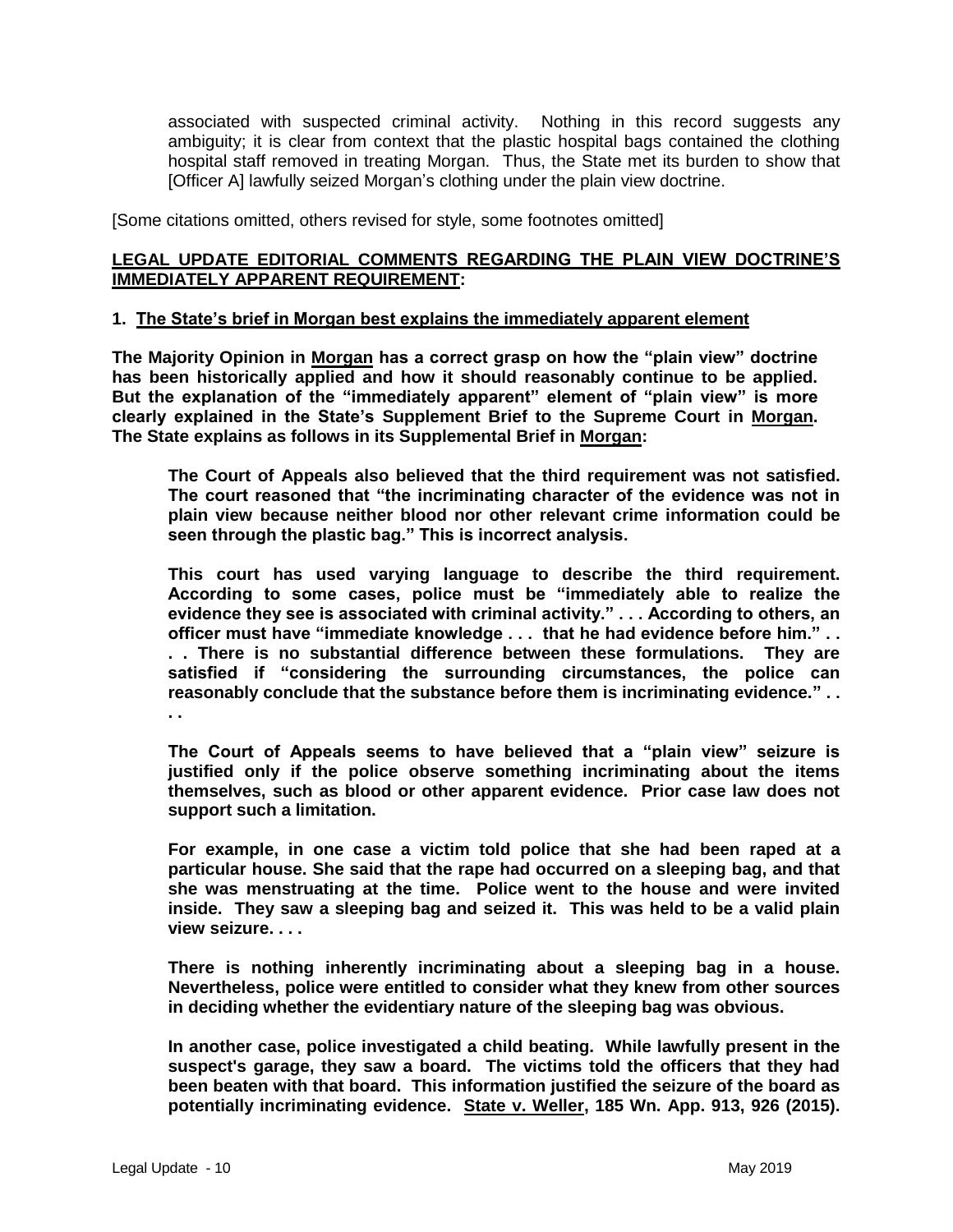associated with suspected criminal activity. Nothing in this record suggests any ambiguity; it is clear from context that the plastic hospital bags contained the clothing hospital staff removed in treating Morgan. Thus, the State met its burden to show that [Officer A] lawfully seized Morgan's clothing under the plain view doctrine.

[Some citations omitted, others revised for style, some footnotes omitted]

**LEGAL UPDATE EDITORIAL COMMENTS REGARDING THE PLAIN VIEW DOCTRINE'S IMMEDIATELY APPARENT REQUIREMENT:**

**1. The State's brief in Morgan best explains the immediately apparent element**

**The Majority Opinion in Morgan has a correct grasp on how the "plain view" doctrine has been historically applied and how it should reasonably continue to be applied. But the explanation of the "immediately apparent" element of "plain view" is more clearly explained in the State's Supplement Brief to the Supreme Court in Morgan. The State explains as follows in its Supplemental Brief in Morgan:**

> **The Court of Appeals also believed that the third requirement was not satisfied. The court reasoned that "the incriminating character of the evidence was not in plain view because neither blood nor other relevant crime information could be seen through the plastic bag." This is incorrect analysis.**
>
> **This court has used varying language to describe the third requirement. According to some cases, police must be "immediately able to realize the evidence they see is associated with criminal activity." . . . According to others, an officer must have "immediate knowledge . . . that he had evidence before him." . . . . . There is no substantial difference between these formulations. They are satisfied if "considering the surrounding circumstances, the police can reasonably conclude that the substance before them is incriminating evidence." . . . .**
>
> **The Court of Appeals seems to have believed that a "plain view" seizure is justified only if the police observe something incriminating about the items themselves, such as blood or other apparent evidence. Prior case law does not support such a limitation.**
>
> **For example, in one case a victim told police that she had been raped at a particular house. She said that the rape had occurred on a sleeping bag, and that she was menstruating at the time. Police went to the house and were invited inside. They saw a sleeping bag and seized it. This was held to be a valid plain view seizure. . . .**
>
> **There is nothing inherently incriminating about a sleeping bag in a house. Nevertheless, police were entitled to consider what they knew from other sources in deciding whether the evidentiary nature of the sleeping bag was obvious.**
>
> **In another case, police investigated a child beating. While lawfully present in the suspect's garage, they saw a board. The victims told the officers that they had been beaten with that board. This information justified the seizure of the board as potentially incriminating evidence. State v. Weller, 185 Wn. App. 913, 926 (2015).**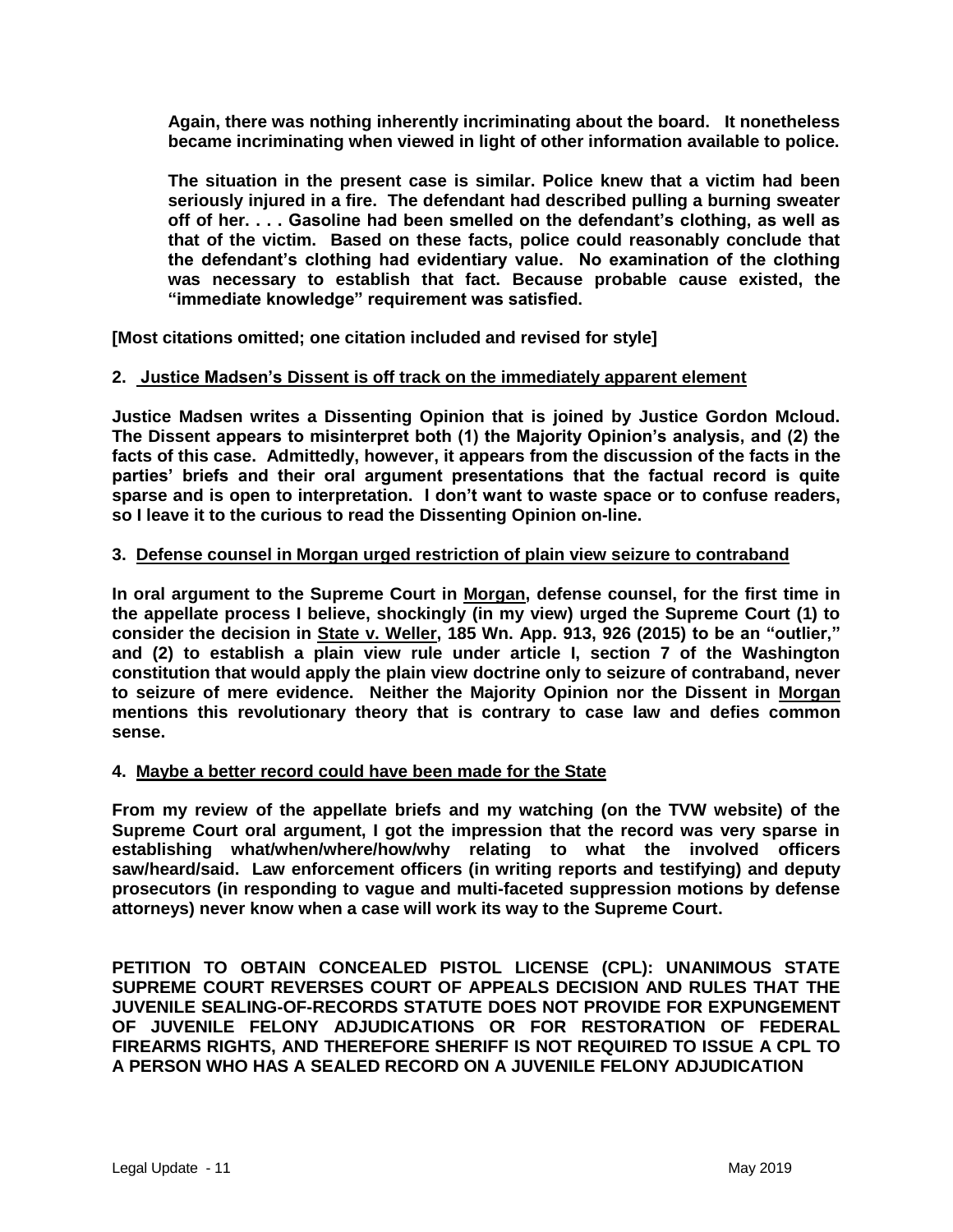> **Again, there was nothing inherently incriminating about the board. It nonetheless became incriminating when viewed in light of other information available to police.**
>
> **The situation in the present case is similar. Police knew that a victim had been seriously injured in a fire. The defendant had described pulling a burning sweater off of her. . . . Gasoline had been smelled on the defendant's clothing, as well as that of the victim. Based on these facts, police could reasonably conclude that the defendant's clothing had evidentiary value. No examination of the clothing was necessary to establish that fact. Because probable cause existed, the "immediate knowledge" requirement was satisfied.**

**[Most citations omitted; one citation included and revised for style]**

**2. <u>Justice Madsen's Dissent is off track on the immediately apparent element</u>**

**Justice Madsen writes a Dissenting Opinion that is joined by Justice Gordon Mcloud. The Dissent appears to misinterpret both (1) the Majority Opinion's analysis, and (2) the facts of this case. Admittedly, however, it appears from the discussion of the facts in the parties' briefs and their oral argument presentations that the factual record is quite sparse and is open to interpretation. I don't want to waste space or to confuse readers, so I leave it to the curious to read the Dissenting Opinion on-line.**

**3. <u>Defense counsel in Morgan urged restriction of plain view seizure to contraband</u>**

**In oral argument to the Supreme Court in <u>Morgan</u>, defense counsel, for the first time in the appellate process I believe, shockingly (in my view) urged the Supreme Court (1) to consider the decision in <u>State v. Weller</u>, 185 Wn. App. 913, 926 (2015) to be an "outlier," and (2) to establish a plain view rule under article I, section 7 of the Washington constitution that would apply the plain view doctrine only to seizure of contraband, never to seizure of mere evidence. Neither the Majority Opinion nor the Dissent in <u>Morgan</u> mentions this revolutionary theory that is contrary to case law and defies common sense.**

**4. <u>Maybe a better record could have been made for the State</u>**

**From my review of the appellate briefs and my watching (on the TVW website) of the Supreme Court oral argument, I got the impression that the record was very sparse in establishing what/when/where/how/why relating to what the involved officers saw/heard/said. Law enforcement officers (in writing reports and testifying) and deputy prosecutors (in responding to vague and multi-faceted suppression motions by defense attorneys) never know when a case will work its way to the Supreme Court.**

**PETITION TO OBTAIN CONCEALED PISTOL LICENSE (CPL): UNANIMOUS STATE SUPREME COURT REVERSES COURT OF APPEALS DECISION AND RULES THAT THE JUVENILE SEALING-OF-RECORDS STATUTE DOES NOT PROVIDE FOR EXPUNGEMENT OF JUVENILE FELONY ADJUDICATIONS OR FOR RESTORATION OF FEDERAL FIREARMS RIGHTS, AND THEREFORE SHERIFF IS NOT REQUIRED TO ISSUE A CPL TO A PERSON WHO HAS A SEALED RECORD ON A JUVENILE FELONY ADJUDICATION**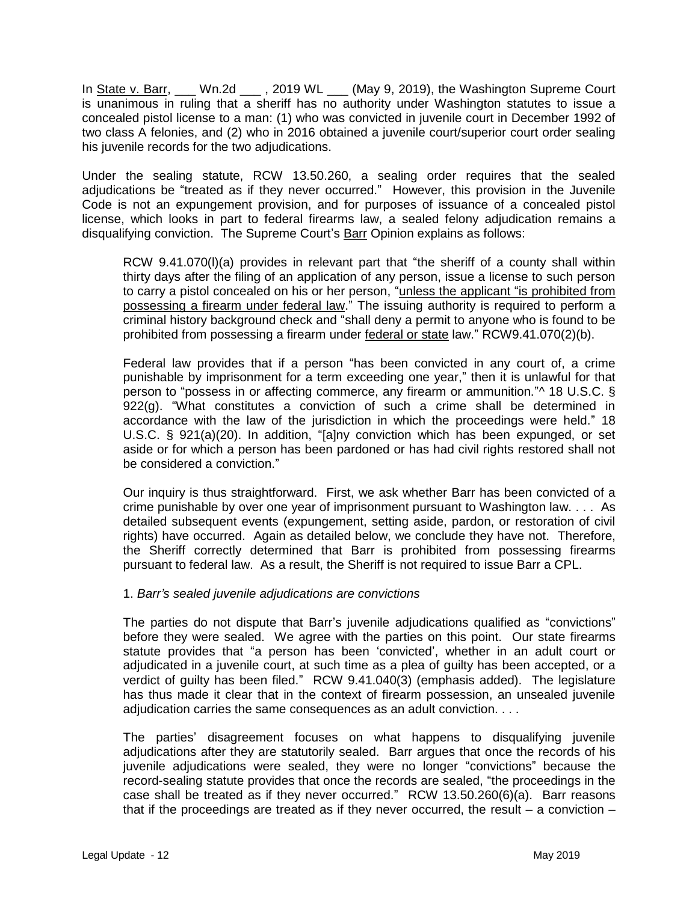In State v. Barr, ___ Wn.2d ___ , 2019 WL ___ (May 9, 2019), the Washington Supreme Court is unanimous in ruling that a sheriff has no authority under Washington statutes to issue a concealed pistol license to a man: (1) who was convicted in juvenile court in December 1992 of two class A felonies, and (2) who in 2016 obtained a juvenile court/superior court order sealing his juvenile records for the two adjudications.

Under the sealing statute, RCW 13.50.260, a sealing order requires that the sealed adjudications be "treated as if they never occurred." However, this provision in the Juvenile Code is not an expungement provision, and for purposes of issuance of a concealed pistol license, which looks in part to federal firearms law, a sealed felony adjudication remains a disqualifying conviction. The Supreme Court's Barr Opinion explains as follows:

> RCW 9.41.070(l)(a) provides in relevant part that "the sheriff of a county shall within thirty days after the filing of an application of any person, issue a license to such person to carry a pistol concealed on his or her person, "unless the applicant "is prohibited from possessing a firearm under federal law." The issuing authority is required to perform a criminal history background check and "shall deny a permit to anyone who is found to be prohibited from possessing a firearm under federal or state law." RCW9.41.070(2)(b).
>
> Federal law provides that if a person "has been convicted in any court of, a crime punishable by imprisonment for a term exceeding one year," then it is unlawful for that person to "possess in or affecting commerce, any firearm or ammunition."^ 18 U.S.C. § 922(g). "What constitutes a conviction of such a crime shall be determined in accordance with the law of the jurisdiction in which the proceedings were held." 18 U.S.C. § 921(a)(20). In addition, "[a]ny conviction which has been expunged, or set aside or for which a person has been pardoned or has had civil rights restored shall not be considered a conviction."
>
> Our inquiry is thus straightforward. First, we ask whether Barr has been convicted of a crime punishable by over one year of imprisonment pursuant to Washington law. . . . As detailed subsequent events (expungement, setting aside, pardon, or restoration of civil rights) have occurred. Again as detailed below, we conclude they have not. Therefore, the Sheriff correctly determined that Barr is prohibited from possessing firearms pursuant to federal law. As a result, the Sheriff is not required to issue Barr a CPL.
>
> 1. *Barr's sealed juvenile adjudications are convictions*
>
> The parties do not dispute that Barr's juvenile adjudications qualified as "convictions" before they were sealed. We agree with the parties on this point. Our state firearms statute provides that "a person has been 'convicted', whether in an adult court or adjudicated in a juvenile court, at such time as a plea of guilty has been accepted, or a verdict of guilty has been filed." RCW 9.41.040(3) (emphasis added). The legislature has thus made it clear that in the context of firearm possession, an unsealed juvenile adjudication carries the same consequences as an adult conviction. . . .
>
> The parties' disagreement focuses on what happens to disqualifying juvenile adjudications after they are statutorily sealed. Barr argues that once the records of his juvenile adjudications were sealed, they were no longer "convictions" because the record-sealing statute provides that once the records are sealed, "the proceedings in the case shall be treated as if they never occurred." RCW 13.50.260(6)(a). Barr reasons that if the proceedings are treated as if they never occurred, the result – a conviction –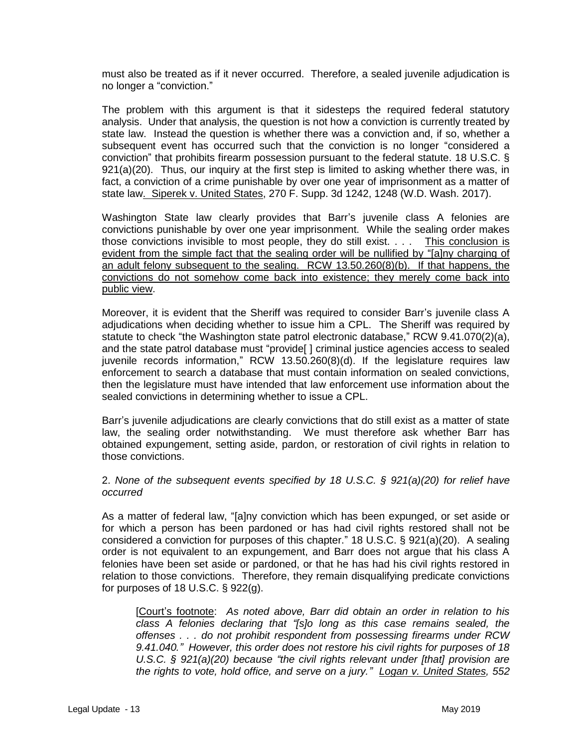must also be treated as if it never occurred. Therefore, a sealed juvenile adjudication is no longer a "conviction."

The problem with this argument is that it sidesteps the required federal statutory analysis. Under that analysis, the question is not how a conviction is currently treated by state law. Instead the question is whether there was a conviction and, if so, whether a subsequent event has occurred such that the conviction is no longer "considered a conviction" that prohibits firearm possession pursuant to the federal statute. 18 U.S.C. § 921(a)(20). Thus, our inquiry at the first step is limited to asking whether there was, in fact, a conviction of a crime punishable by over one year of imprisonment as a matter of state law. Siperek v. United States, 270 F. Supp. 3d 1242, 1248 (W.D. Wash. 2017).

Washington State law clearly provides that Barr's juvenile class A felonies are convictions punishable by over one year imprisonment. While the sealing order makes those convictions invisible to most people, they do still exist. . . . This conclusion is evident from the simple fact that the sealing order will be nullified by "[a]ny charging of an adult felony subsequent to the sealing. RCW 13.50.260(8)(b). If that happens, the convictions do not somehow come back into existence; they merely come back into public view.

Moreover, it is evident that the Sheriff was required to consider Barr's juvenile class A adjudications when deciding whether to issue him a CPL. The Sheriff was required by statute to check "the Washington state patrol electronic database," RCW 9.41.070(2)(a), and the state patrol database must "provide[ ] criminal justice agencies access to sealed juvenile records information," RCW 13.50.260(8)(d). If the legislature requires law enforcement to search a database that must contain information on sealed convictions, then the legislature must have intended that law enforcement use information about the sealed convictions in determining whether to issue a CPL.

Barr's juvenile adjudications are clearly convictions that do still exist as a matter of state law, the sealing order notwithstanding. We must therefore ask whether Barr has obtained expungement, setting aside, pardon, or restoration of civil rights in relation to those convictions.

2. *None of the subsequent events specified by 18 U.S.C. § 921(a)(20) for relief have occurred*

As a matter of federal law, "[a]ny conviction which has been expunged, or set aside or for which a person has been pardoned or has had civil rights restored shall not be considered a conviction for purposes of this chapter." 18 U.S.C. § 921(a)(20). A sealing order is not equivalent to an expungement, and Barr does not argue that his class A felonies have been set aside or pardoned, or that he has had his civil rights restored in relation to those convictions. Therefore, they remain disqualifying predicate convictions for purposes of 18 U.S.C. § 922(g).

> [Court's footnote: *As noted above, Barr did obtain an order in relation to his class A felonies declaring that "[s]o long as this case remains sealed, the offenses . . . do not prohibit respondent from possessing firearms under RCW 9.41.040." However, this order does not restore his civil rights for purposes of 18 U.S.C. § 921(a)(20) because "the civil rights relevant under [that] provision are the rights to vote, hold office, and serve on a jury." Logan v. United States, 552*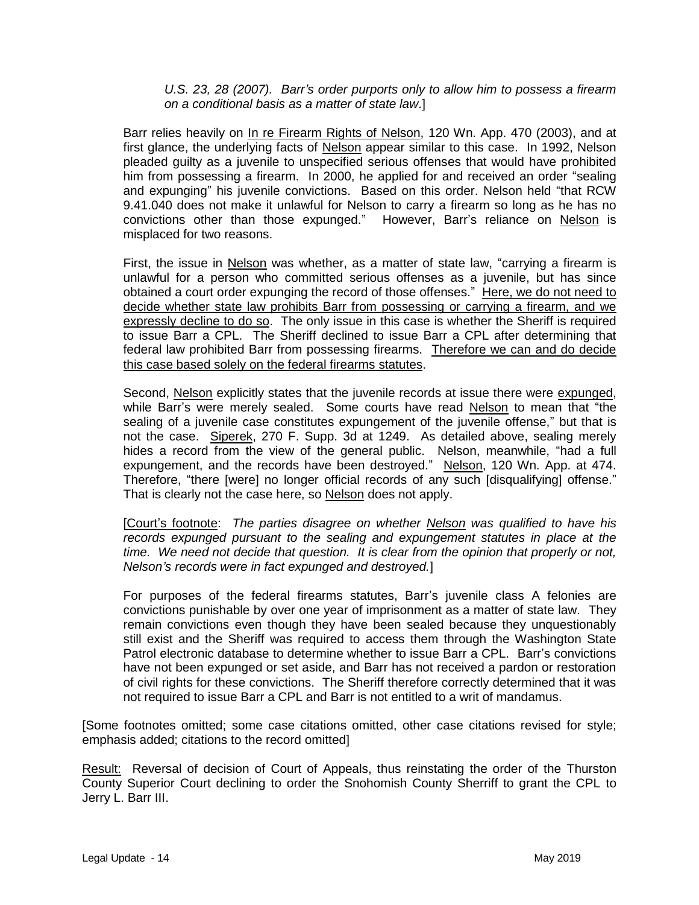*U.S. 23, 28 (2007). Barr's order purports only to allow him to possess a firearm on a conditional basis as a matter of state law*.]

Barr relies heavily on <u>In re Firearm Rights of Nelson</u>, 120 Wn. App. 470 (2003), and at first glance, the underlying facts of <u>Nelson</u> appear similar to this case. In 1992, Nelson pleaded guilty as a juvenile to unspecified serious offenses that would have prohibited him from possessing a firearm. In 2000, he applied for and received an order "sealing and expunging" his juvenile convictions. Based on this order. Nelson held "that RCW 9.41.040 does not make it unlawful for Nelson to carry a firearm so long as he has no convictions other than those expunged." However, Barr's reliance on <u>Nelson</u> is misplaced for two reasons.

First, the issue in <u>Nelson</u> was whether, as a matter of state law, "carrying a firearm is unlawful for a person who committed serious offenses as a juvenile, but has since obtained a court order expunging the record of those offenses." <u>Here, we do not need to decide whether state law prohibits Barr from possessing or carrying a firearm, and we expressly decline to do so</u>. The only issue in this case is whether the Sheriff is required to issue Barr a CPL. The Sheriff declined to issue Barr a CPL after determining that federal law prohibited Barr from possessing firearms. <u>Therefore we can and do decide this case based solely on the federal firearms statutes</u>.

Second, <u>Nelson</u> explicitly states that the juvenile records at issue there were <u>expunged</u>, while Barr's were merely sealed. Some courts have read <u>Nelson</u> to mean that "the sealing of a juvenile case constitutes expungement of the juvenile offense," but that is not the case. <u>Siperek</u>, 270 F. Supp. 3d at 1249. As detailed above, sealing merely hides a record from the view of the general public. Nelson, meanwhile, "had a full expungement, and the records have been destroyed." <u>Nelson</u>, 120 Wn. App. at 474. Therefore, "there [were] no longer official records of any such [disqualifying] offense." That is clearly not the case here, so <u>Nelson</u> does not apply.

[<u>Court's footnote</u>: *The parties disagree on whether <u>Nelson</u> was qualified to have his records expunged pursuant to the sealing and expungement statutes in place at the time. We need not decide that question. It is clear from the opinion that properly or not, Nelson's records were in fact expunged and destroyed.*]

For purposes of the federal firearms statutes, Barr's juvenile class A felonies are convictions punishable by over one year of imprisonment as a matter of state law. They remain convictions even though they have been sealed because they unquestionably still exist and the Sheriff was required to access them through the Washington State Patrol electronic database to determine whether to issue Barr a CPL. Barr's convictions have not been expunged or set aside, and Barr has not received a pardon or restoration of civil rights for these convictions. The Sheriff therefore correctly determined that it was not required to issue Barr a CPL and Barr is not entitled to a writ of mandamus.

[Some footnotes omitted; some case citations omitted, other case citations revised for style; emphasis added; citations to the record omitted]

<u>Result:</u> Reversal of decision of Court of Appeals, thus reinstating the order of the Thurston County Superior Court declining to order the Snohomish County Sherriff to grant the CPL to Jerry L. Barr III.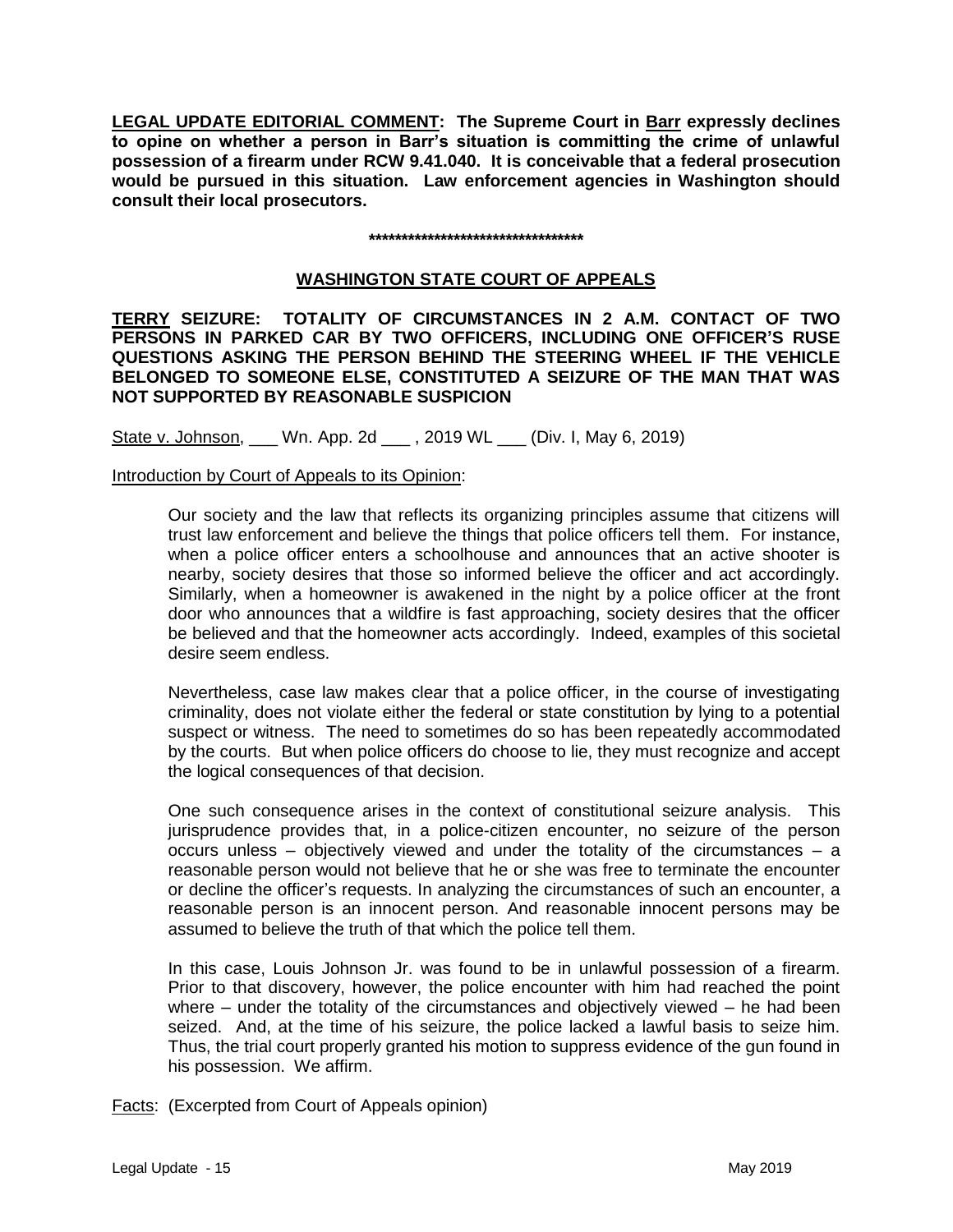**<u>LEGAL UPDATE EDITORIAL COMMENT</u>: The Supreme Court in <u>Barr</u> expressly declines to opine on whether a person in Barr's situation is committing the crime of unlawful possession of a firearm under RCW 9.41.040. It is conceivable that a federal prosecution would be pursued in this situation. Law enforcement agencies in Washington should consult their local prosecutors.**

**********************************

## <u>WASHINGTON STATE COURT OF APPEALS</u>

### <u>TERRY</u> SEIZURE: TOTALITY OF CIRCUMSTANCES IN 2 A.M. CONTACT OF TWO PERSONS IN PARKED CAR BY TWO OFFICERS, INCLUDING ONE OFFICER'S RUSE QUESTIONS ASKING THE PERSON BEHIND THE STEERING WHEEL IF THE VEHICLE BELONGED TO SOMEONE ELSE, CONSTITUTED A SEIZURE OF THE MAN THAT WAS NOT SUPPORTED BY REASONABLE SUSPICION

<u>State v. Johnson</u>, ___ Wn. App. 2d ___ , 2019 WL ___ (Div. I, May 6, 2019)

<u>Introduction by Court of Appeals to its Opinion</u>:

> Our society and the law that reflects its organizing principles assume that citizens will trust law enforcement and believe the things that police officers tell them. For instance, when a police officer enters a schoolhouse and announces that an active shooter is nearby, society desires that those so informed believe the officer and act accordingly. Similarly, when a homeowner is awakened in the night by a police officer at the front door who announces that a wildfire is fast approaching, society desires that the officer be believed and that the homeowner acts accordingly. Indeed, examples of this societal desire seem endless.
>
> Nevertheless, case law makes clear that a police officer, in the course of investigating criminality, does not violate either the federal or state constitution by lying to a potential suspect or witness. The need to sometimes do so has been repeatedly accommodated by the courts. But when police officers do choose to lie, they must recognize and accept the logical consequences of that decision.
>
> One such consequence arises in the context of constitutional seizure analysis. This jurisprudence provides that, in a police-citizen encounter, no seizure of the person occurs unless – objectively viewed and under the totality of the circumstances – a reasonable person would not believe that he or she was free to terminate the encounter or decline the officer's requests. In analyzing the circumstances of such an encounter, a reasonable person is an innocent person. And reasonable innocent persons may be assumed to believe the truth of that which the police tell them.
>
> In this case, Louis Johnson Jr. was found to be in unlawful possession of a firearm. Prior to that discovery, however, the police encounter with him had reached the point where – under the totality of the circumstances and objectively viewed – he had been seized. And, at the time of his seizure, the police lacked a lawful basis to seize him. Thus, the trial court properly granted his motion to suppress evidence of the gun found in his possession. We affirm.

<u>Facts</u>: (Excerpted from Court of Appeals opinion)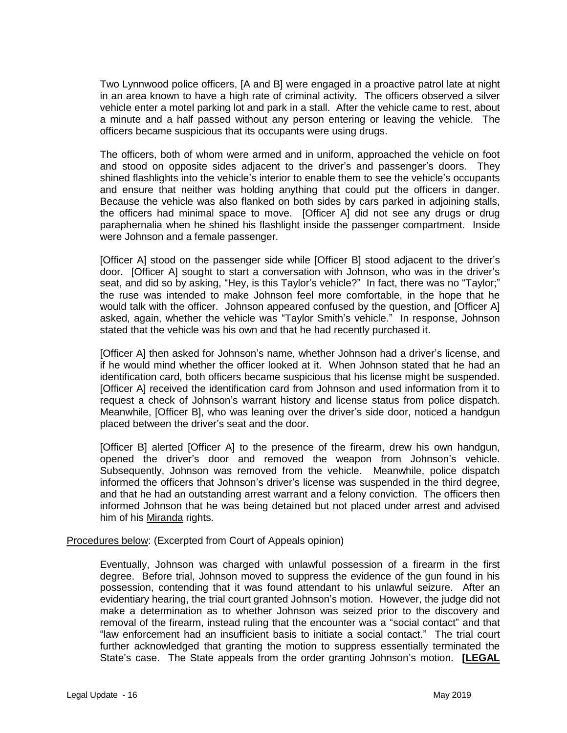Two Lynnwood police officers, [A and B] were engaged in a proactive patrol late at night in an area known to have a high rate of criminal activity. The officers observed a silver vehicle enter a motel parking lot and park in a stall. After the vehicle came to rest, about a minute and a half passed without any person entering or leaving the vehicle. The officers became suspicious that its occupants were using drugs.

The officers, both of whom were armed and in uniform, approached the vehicle on foot and stood on opposite sides adjacent to the driver's and passenger's doors. They shined flashlights into the vehicle's interior to enable them to see the vehicle's occupants and ensure that neither was holding anything that could put the officers in danger. Because the vehicle was also flanked on both sides by cars parked in adjoining stalls, the officers had minimal space to move. [Officer A] did not see any drugs or drug paraphernalia when he shined his flashlight inside the passenger compartment. Inside were Johnson and a female passenger.

[Officer A] stood on the passenger side while [Officer B] stood adjacent to the driver's door. [Officer A] sought to start a conversation with Johnson, who was in the driver's seat, and did so by asking, "Hey, is this Taylor's vehicle?" In fact, there was no "Taylor;" the ruse was intended to make Johnson feel more comfortable, in the hope that he would talk with the officer. Johnson appeared confused by the question, and [Officer A] asked, again, whether the vehicle was "Taylor Smith's vehicle." In response, Johnson stated that the vehicle was his own and that he had recently purchased it.

[Officer A] then asked for Johnson's name, whether Johnson had a driver's license, and if he would mind whether the officer looked at it. When Johnson stated that he had an identification card, both officers became suspicious that his license might be suspended. [Officer A] received the identification card from Johnson and used information from it to request a check of Johnson's warrant history and license status from police dispatch. Meanwhile, [Officer B], who was leaning over the driver's side door, noticed a handgun placed between the driver's seat and the door.

[Officer B] alerted [Officer A] to the presence of the firearm, drew his own handgun, opened the driver's door and removed the weapon from Johnson's vehicle. Subsequently, Johnson was removed from the vehicle. Meanwhile, police dispatch informed the officers that Johnson's driver's license was suspended in the third degree, and that he had an outstanding arrest warrant and a felony conviction. The officers then informed Johnson that he was being detained but not placed under arrest and advised him of his <u>Miranda</u> rights.

<u>Procedures below</u>: (Excerpted from Court of Appeals opinion)

Eventually, Johnson was charged with unlawful possession of a firearm in the first degree. Before trial, Johnson moved to suppress the evidence of the gun found in his possession, contending that it was found attendant to his unlawful seizure. After an evidentiary hearing, the trial court granted Johnson's motion. However, the judge did not make a determination as to whether Johnson was seized prior to the discovery and removal of the firearm, instead ruling that the encounter was a "social contact" and that "law enforcement had an insufficient basis to initiate a social contact." The trial court further acknowledged that granting the motion to suppress essentially terminated the State's case. The State appeals from the order granting Johnson's motion. **[LEGAL**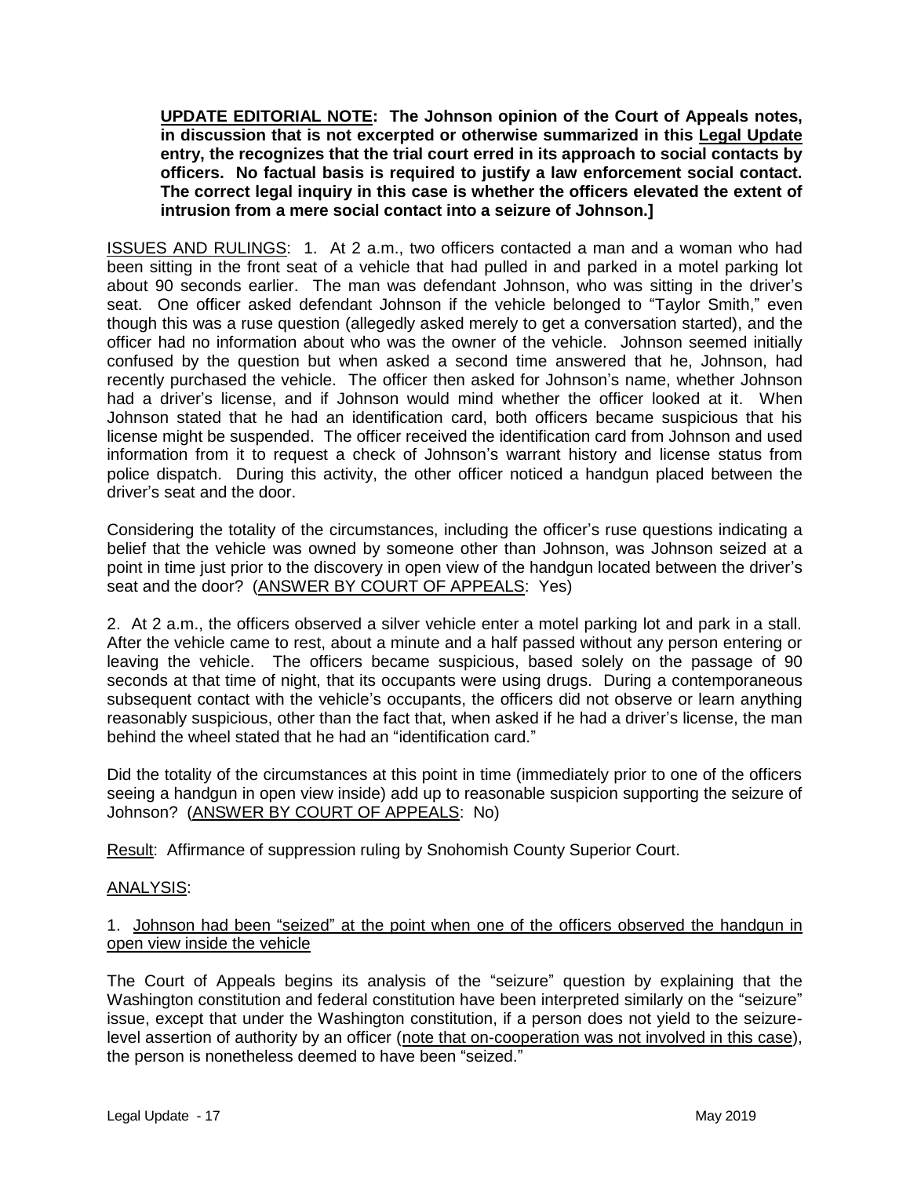**UPDATE EDITORIAL NOTE: The Johnson opinion of the Court of Appeals notes, in discussion that is not excerpted or otherwise summarized in this Legal Update entry, the recognizes that the trial court erred in its approach to social contacts by officers. No factual basis is required to justify a law enforcement social contact. The correct legal inquiry in this case is whether the officers elevated the extent of intrusion from a mere social contact into a seizure of Johnson.]**

<u>ISSUES AND RULINGS</u>: 1. At 2 a.m., two officers contacted a man and a woman who had been sitting in the front seat of a vehicle that had pulled in and parked in a motel parking lot about 90 seconds earlier. The man was defendant Johnson, who was sitting in the driver's seat. One officer asked defendant Johnson if the vehicle belonged to "Taylor Smith," even though this was a ruse question (allegedly asked merely to get a conversation started), and the officer had no information about who was the owner of the vehicle. Johnson seemed initially confused by the question but when asked a second time answered that he, Johnson, had recently purchased the vehicle. The officer then asked for Johnson's name, whether Johnson had a driver's license, and if Johnson would mind whether the officer looked at it. When Johnson stated that he had an identification card, both officers became suspicious that his license might be suspended. The officer received the identification card from Johnson and used information from it to request a check of Johnson's warrant history and license status from police dispatch. During this activity, the other officer noticed a handgun placed between the driver's seat and the door.

Considering the totality of the circumstances, including the officer's ruse questions indicating a belief that the vehicle was owned by someone other than Johnson, was Johnson seized at a point in time just prior to the discovery in open view of the handgun located between the driver's seat and the door? (<u>ANSWER BY COURT OF APPEALS</u>: Yes)

2. At 2 a.m., the officers observed a silver vehicle enter a motel parking lot and park in a stall. After the vehicle came to rest, about a minute and a half passed without any person entering or leaving the vehicle. The officers became suspicious, based solely on the passage of 90 seconds at that time of night, that its occupants were using drugs. During a contemporaneous subsequent contact with the vehicle's occupants, the officers did not observe or learn anything reasonably suspicious, other than the fact that, when asked if he had a driver's license, the man behind the wheel stated that he had an "identification card."

Did the totality of the circumstances at this point in time (immediately prior to one of the officers seeing a handgun in open view inside) add up to reasonable suspicion supporting the seizure of Johnson? (<u>ANSWER BY COURT OF APPEALS</u>: No)

<u>Result</u>: Affirmance of suppression ruling by Snohomish County Superior Court.

<u>ANALYSIS</u>:

1. <u>Johnson had been "seized" at the point when one of the officers observed the handgun in open view inside the vehicle</u>

The Court of Appeals begins its analysis of the "seizure" question by explaining that the Washington constitution and federal constitution have been interpreted similarly on the "seizure" issue, except that under the Washington constitution, if a person does not yield to the seizure-level assertion of authority by an officer (<u>note that on-cooperation was not involved in this case</u>), the person is nonetheless deemed to have been "seized."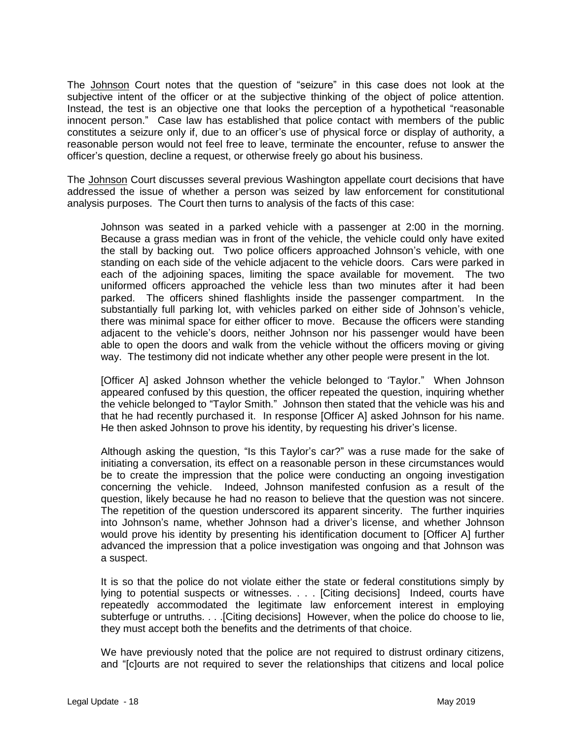The Johnson Court notes that the question of "seizure" in this case does not look at the subjective intent of the officer or at the subjective thinking of the object of police attention. Instead, the test is an objective one that looks the perception of a hypothetical "reasonable innocent person." Case law has established that police contact with members of the public constitutes a seizure only if, due to an officer's use of physical force or display of authority, a reasonable person would not feel free to leave, terminate the encounter, refuse to answer the officer's question, decline a request, or otherwise freely go about his business.

The Johnson Court discusses several previous Washington appellate court decisions that have addressed the issue of whether a person was seized by law enforcement for constitutional analysis purposes. The Court then turns to analysis of the facts of this case:

> Johnson was seated in a parked vehicle with a passenger at 2:00 in the morning. Because a grass median was in front of the vehicle, the vehicle could only have exited the stall by backing out. Two police officers approached Johnson's vehicle, with one standing on each side of the vehicle adjacent to the vehicle doors. Cars were parked in each of the adjoining spaces, limiting the space available for movement. The two uniformed officers approached the vehicle less than two minutes after it had been parked. The officers shined flashlights inside the passenger compartment. In the substantially full parking lot, with vehicles parked on either side of Johnson's vehicle, there was minimal space for either officer to move. Because the officers were standing adjacent to the vehicle's doors, neither Johnson nor his passenger would have been able to open the doors and walk from the vehicle without the officers moving or giving way. The testimony did not indicate whether any other people were present in the lot.
>
> [Officer A] asked Johnson whether the vehicle belonged to 'Taylor." When Johnson appeared confused by this question, the officer repeated the question, inquiring whether the vehicle belonged to "Taylor Smith." Johnson then stated that the vehicle was his and that he had recently purchased it. In response [Officer A] asked Johnson for his name. He then asked Johnson to prove his identity, by requesting his driver's license.
>
> Although asking the question, "Is this Taylor's car?" was a ruse made for the sake of initiating a conversation, its effect on a reasonable person in these circumstances would be to create the impression that the police were conducting an ongoing investigation concerning the vehicle. Indeed, Johnson manifested confusion as a result of the question, likely because he had no reason to believe that the question was not sincere. The repetition of the question underscored its apparent sincerity. The further inquiries into Johnson's name, whether Johnson had a driver's license, and whether Johnson would prove his identity by presenting his identification document to [Officer A] further advanced the impression that a police investigation was ongoing and that Johnson was a suspect.
>
> It is so that the police do not violate either the state or federal constitutions simply by lying to potential suspects or witnesses. . . . [Citing decisions] Indeed, courts have repeatedly accommodated the legitimate law enforcement interest in employing subterfuge or untruths. . . .[Citing decisions] However, when the police do choose to lie, they must accept both the benefits and the detriments of that choice.
>
> We have previously noted that the police are not required to distrust ordinary citizens, and "[c]ourts are not required to sever the relationships that citizens and local police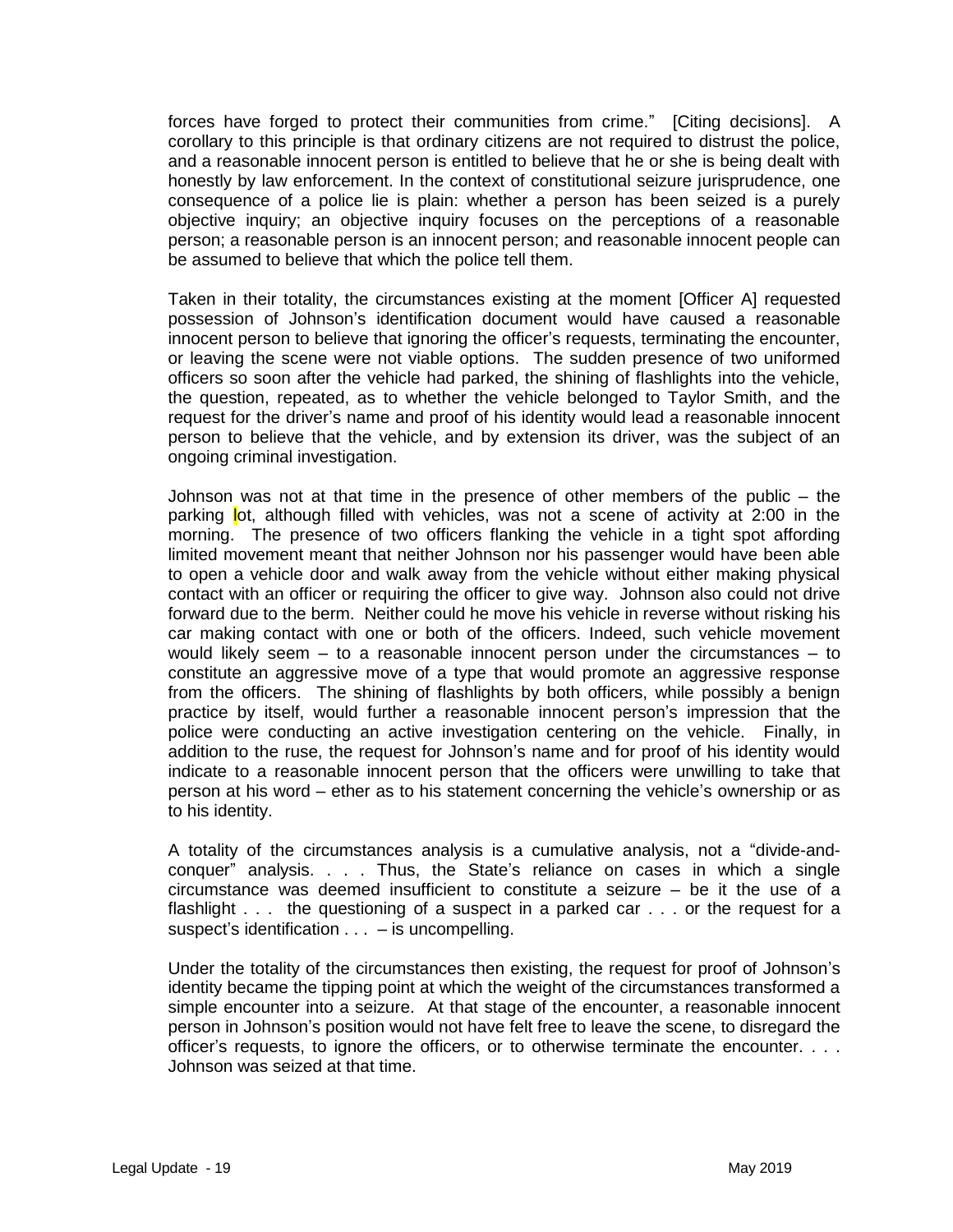forces have forged to protect their communities from crime." [Citing decisions]. A corollary to this principle is that ordinary citizens are not required to distrust the police, and a reasonable innocent person is entitled to believe that he or she is being dealt with honestly by law enforcement. In the context of constitutional seizure jurisprudence, one consequence of a police lie is plain: whether a person has been seized is a purely objective inquiry; an objective inquiry focuses on the perceptions of a reasonable person; a reasonable person is an innocent person; and reasonable innocent people can be assumed to believe that which the police tell them.

Taken in their totality, the circumstances existing at the moment [Officer A] requested possession of Johnson's identification document would have caused a reasonable innocent person to believe that ignoring the officer's requests, terminating the encounter, or leaving the scene were not viable options. The sudden presence of two uniformed officers so soon after the vehicle had parked, the shining of flashlights into the vehicle, the question, repeated, as to whether the vehicle belonged to Taylor Smith, and the request for the driver's name and proof of his identity would lead a reasonable innocent person to believe that the vehicle, and by extension its driver, was the subject of an ongoing criminal investigation.

Johnson was not at that time in the presence of other members of the public – the parking lot, although filled with vehicles, was not a scene of activity at 2:00 in the morning. The presence of two officers flanking the vehicle in a tight spot affording limited movement meant that neither Johnson nor his passenger would have been able to open a vehicle door and walk away from the vehicle without either making physical contact with an officer or requiring the officer to give way. Johnson also could not drive forward due to the berm. Neither could he move his vehicle in reverse without risking his car making contact with one or both of the officers. Indeed, such vehicle movement would likely seem – to a reasonable innocent person under the circumstances – to constitute an aggressive move of a type that would promote an aggressive response from the officers. The shining of flashlights by both officers, while possibly a benign practice by itself, would further a reasonable innocent person's impression that the police were conducting an active investigation centering on the vehicle. Finally, in addition to the ruse, the request for Johnson's name and for proof of his identity would indicate to a reasonable innocent person that the officers were unwilling to take that person at his word – ether as to his statement concerning the vehicle's ownership or as to his identity.

A totality of the circumstances analysis is a cumulative analysis, not a "divide-and-conquer" analysis. . . . Thus, the State's reliance on cases in which a single circumstance was deemed insufficient to constitute a seizure – be it the use of a flashlight . . . the questioning of a suspect in a parked car . . . or the request for a suspect's identification . . . – is uncompelling.

Under the totality of the circumstances then existing, the request for proof of Johnson's identity became the tipping point at which the weight of the circumstances transformed a simple encounter into a seizure. At that stage of the encounter, a reasonable innocent person in Johnson's position would not have felt free to leave the scene, to disregard the officer's requests, to ignore the officers, or to otherwise terminate the encounter. . . . Johnson was seized at that time.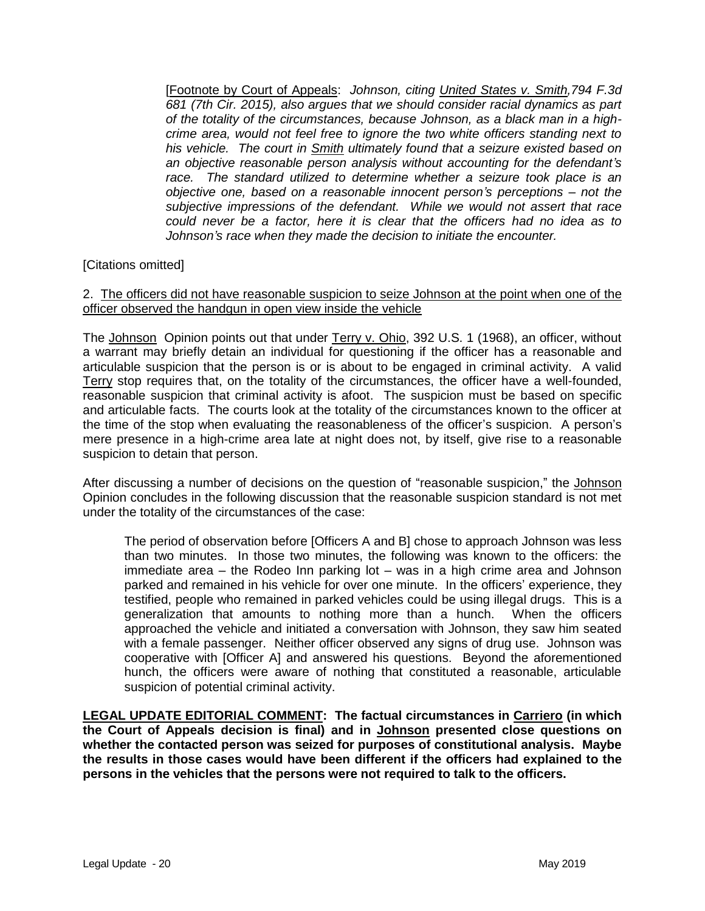[Footnote by Court of Appeals: *Johnson, citing United States v. Smith,794 F.3d 681 (7th Cir. 2015), also argues that we should consider racial dynamics as part of the totality of the circumstances, because Johnson, as a black man in a high-crime area, would not feel free to ignore the two white officers standing next to his vehicle. The court in Smith ultimately found that a seizure existed based on an objective reasonable person analysis without accounting for the defendant's race. The standard utilized to determine whether a seizure took place is an objective one, based on a reasonable innocent person's perceptions – not the subjective impressions of the defendant. While we would not assert that race could never be a factor, here it is clear that the officers had no idea as to Johnson's race when they made the decision to initiate the encounter.*

[Citations omitted]

2. The officers did not have reasonable suspicion to seize Johnson at the point when one of the officer observed the handgun in open view inside the vehicle

The Johnson Opinion points out that under Terry v. Ohio, 392 U.S. 1 (1968), an officer, without a warrant may briefly detain an individual for questioning if the officer has a reasonable and articulable suspicion that the person is or is about to be engaged in criminal activity. A valid Terry stop requires that, on the totality of the circumstances, the officer have a well-founded, reasonable suspicion that criminal activity is afoot. The suspicion must be based on specific and articulable facts. The courts look at the totality of the circumstances known to the officer at the time of the stop when evaluating the reasonableness of the officer's suspicion. A person's mere presence in a high-crime area late at night does not, by itself, give rise to a reasonable suspicion to detain that person.

After discussing a number of decisions on the question of "reasonable suspicion," the Johnson Opinion concludes in the following discussion that the reasonable suspicion standard is not met under the totality of the circumstances of the case:

> The period of observation before [Officers A and B] chose to approach Johnson was less than two minutes. In those two minutes, the following was known to the officers: the immediate area – the Rodeo Inn parking lot – was in a high crime area and Johnson parked and remained in his vehicle for over one minute. In the officers' experience, they testified, people who remained in parked vehicles could be using illegal drugs. This is a generalization that amounts to nothing more than a hunch. When the officers approached the vehicle and initiated a conversation with Johnson, they saw him seated with a female passenger. Neither officer observed any signs of drug use. Johnson was cooperative with [Officer A] and answered his questions. Beyond the aforementioned hunch, the officers were aware of nothing that constituted a reasonable, articulable suspicion of potential criminal activity.

**LEGAL UPDATE EDITORIAL COMMENT: The factual circumstances in Carriero (in which the Court of Appeals decision is final) and in Johnson presented close questions on whether the contacted person was seized for purposes of constitutional analysis. Maybe the results in those cases would have been different if the officers had explained to the persons in the vehicles that the persons were not required to talk to the officers.**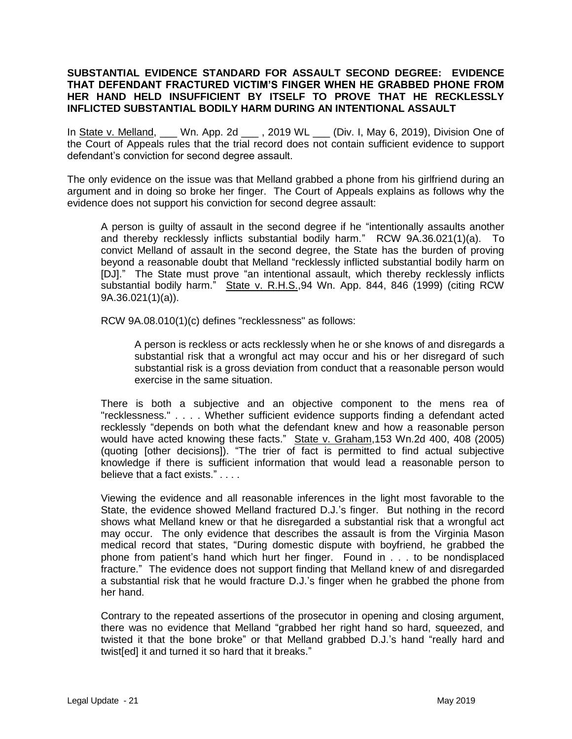**SUBSTANTIAL EVIDENCE STANDARD FOR ASSAULT SECOND DEGREE: EVIDENCE THAT DEFENDANT FRACTURED VICTIM'S FINGER WHEN HE GRABBED PHONE FROM HER HAND HELD INSUFFICIENT BY ITSELF TO PROVE THAT HE RECKLESSLY INFLICTED SUBSTANTIAL BODILY HARM DURING AN INTENTIONAL ASSAULT**

In State v. Melland, ___ Wn. App. 2d ___ , 2019 WL ___ (Div. I, May 6, 2019), Division One of the Court of Appeals rules that the trial record does not contain sufficient evidence to support defendant's conviction for second degree assault.

The only evidence on the issue was that Melland grabbed a phone from his girlfriend during an argument and in doing so broke her finger. The Court of Appeals explains as follows why the evidence does not support his conviction for second degree assault:

> A person is guilty of assault in the second degree if he "intentionally assaults another and thereby recklessly inflicts substantial bodily harm." RCW 9A.36.021(1)(a). To convict Melland of assault in the second degree, the State has the burden of proving beyond a reasonable doubt that Melland "recklessly inflicted substantial bodily harm on [DJ]." The State must prove "an intentional assault, which thereby recklessly inflicts substantial bodily harm." State v. R.H.S.,94 Wn. App. 844, 846 (1999) (citing RCW 9A.36.021(1)(a)).
>
> RCW 9A.08.010(1)(c) defines "recklessness" as follows:
>
> > A person is reckless or acts recklessly when he or she knows of and disregards a substantial risk that a wrongful act may occur and his or her disregard of such substantial risk is a gross deviation from conduct that a reasonable person would exercise in the same situation.
>
> There is both a subjective and an objective component to the mens rea of "recklessness." . . . . Whether sufficient evidence supports finding a defendant acted recklessly "depends on both what the defendant knew and how a reasonable person would have acted knowing these facts." State v. Graham,153 Wn.2d 400, 408 (2005) (quoting [other decisions]). "The trier of fact is permitted to find actual subjective knowledge if there is sufficient information that would lead a reasonable person to believe that a fact exists." . . . .
>
> Viewing the evidence and all reasonable inferences in the light most favorable to the State, the evidence showed Melland fractured D.J.'s finger. But nothing in the record shows what Melland knew or that he disregarded a substantial risk that a wrongful act may occur. The only evidence that describes the assault is from the Virginia Mason medical record that states, "During domestic dispute with boyfriend, he grabbed the phone from patient's hand which hurt her finger. Found in . . . to be nondisplaced fracture." The evidence does not support finding that Melland knew of and disregarded a substantial risk that he would fracture D.J.'s finger when he grabbed the phone from her hand.
>
> Contrary to the repeated assertions of the prosecutor in opening and closing argument, there was no evidence that Melland "grabbed her right hand so hard, squeezed, and twisted it that the bone broke" or that Melland grabbed D.J.'s hand "really hard and twist[ed] it and turned it so hard that it breaks."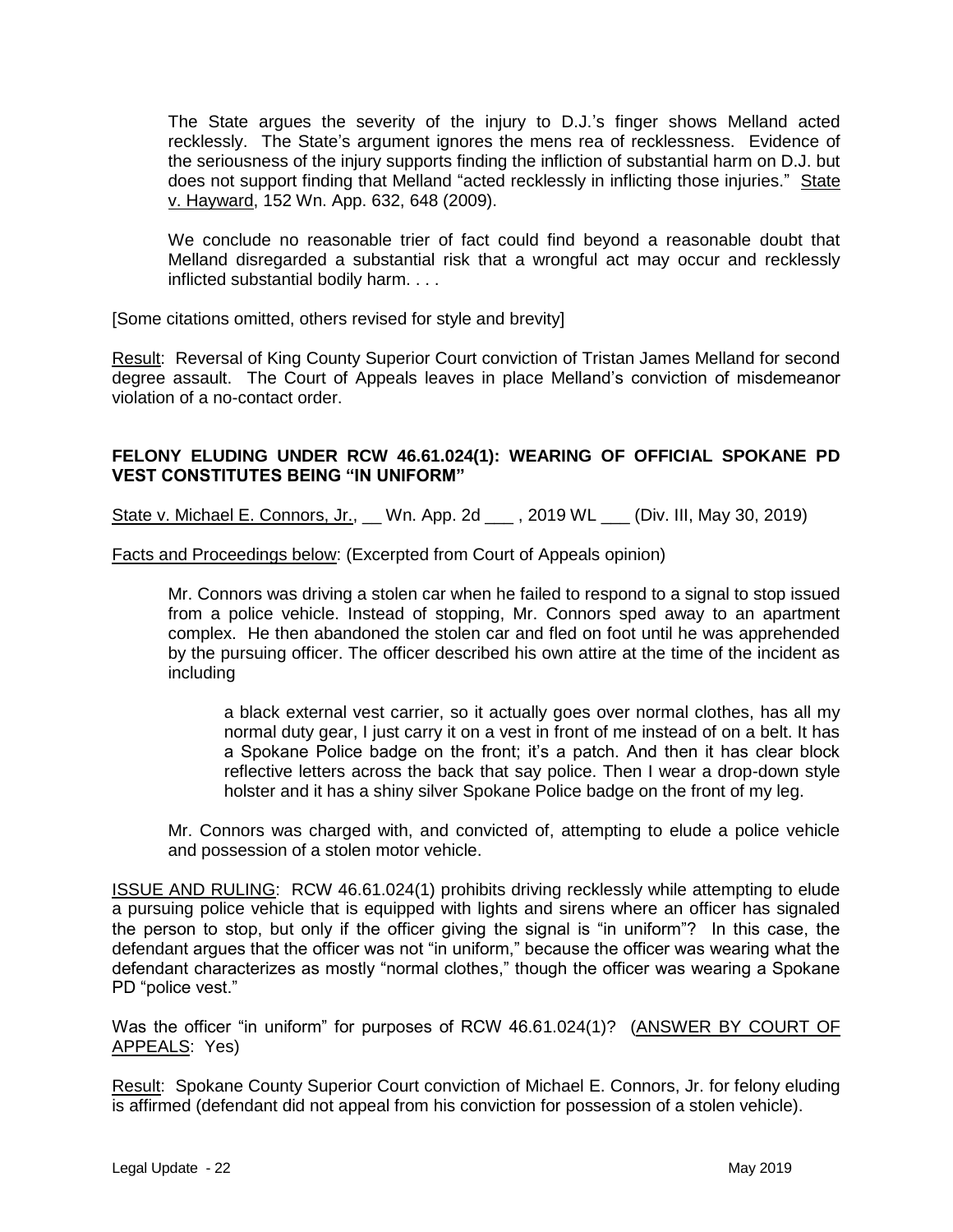> The State argues the severity of the injury to D.J.'s finger shows Melland acted recklessly. The State's argument ignores the mens rea of recklessness. Evidence of the seriousness of the injury supports finding the infliction of substantial harm on D.J. but does not support finding that Melland "acted recklessly in inflicting those injuries." State v. Hayward, 152 Wn. App. 632, 648 (2009).
>
> We conclude no reasonable trier of fact could find beyond a reasonable doubt that Melland disregarded a substantial risk that a wrongful act may occur and recklessly inflicted substantial bodily harm. . . .

[Some citations omitted, others revised for style and brevity]

Result: Reversal of King County Superior Court conviction of Tristan James Melland for second degree assault. The Court of Appeals leaves in place Melland's conviction of misdemeanor violation of a no-contact order.

**FELONY ELUDING UNDER RCW 46.61.024(1): WEARING OF OFFICIAL SPOKANE PD VEST CONSTITUTES BEING "IN UNIFORM"**

State v. Michael E. Connors, Jr., __ Wn. App. 2d ___ , 2019 WL ___ (Div. III, May 30, 2019)

Facts and Proceedings below: (Excerpted from Court of Appeals opinion)

> Mr. Connors was driving a stolen car when he failed to respond to a signal to stop issued from a police vehicle. Instead of stopping, Mr. Connors sped away to an apartment complex. He then abandoned the stolen car and fled on foot until he was apprehended by the pursuing officer. The officer described his own attire at the time of the incident as including
>
> > a black external vest carrier, so it actually goes over normal clothes, has all my normal duty gear, I just carry it on a vest in front of me instead of on a belt. It has a Spokane Police badge on the front; it's a patch. And then it has clear block reflective letters across the back that say police. Then I wear a drop-down style holster and it has a shiny silver Spokane Police badge on the front of my leg.
>
> Mr. Connors was charged with, and convicted of, attempting to elude a police vehicle and possession of a stolen motor vehicle.

ISSUE AND RULING: RCW 46.61.024(1) prohibits driving recklessly while attempting to elude a pursuing police vehicle that is equipped with lights and sirens where an officer has signaled the person to stop, but only if the officer giving the signal is "in uniform"? In this case, the defendant argues that the officer was not "in uniform," because the officer was wearing what the defendant characterizes as mostly "normal clothes," though the officer was wearing a Spokane PD "police vest."

Was the officer "in uniform" for purposes of RCW 46.61.024(1)? (ANSWER BY COURT OF APPEALS: Yes)

Result: Spokane County Superior Court conviction of Michael E. Connors, Jr. for felony eluding is affirmed (defendant did not appeal from his conviction for possession of a stolen vehicle).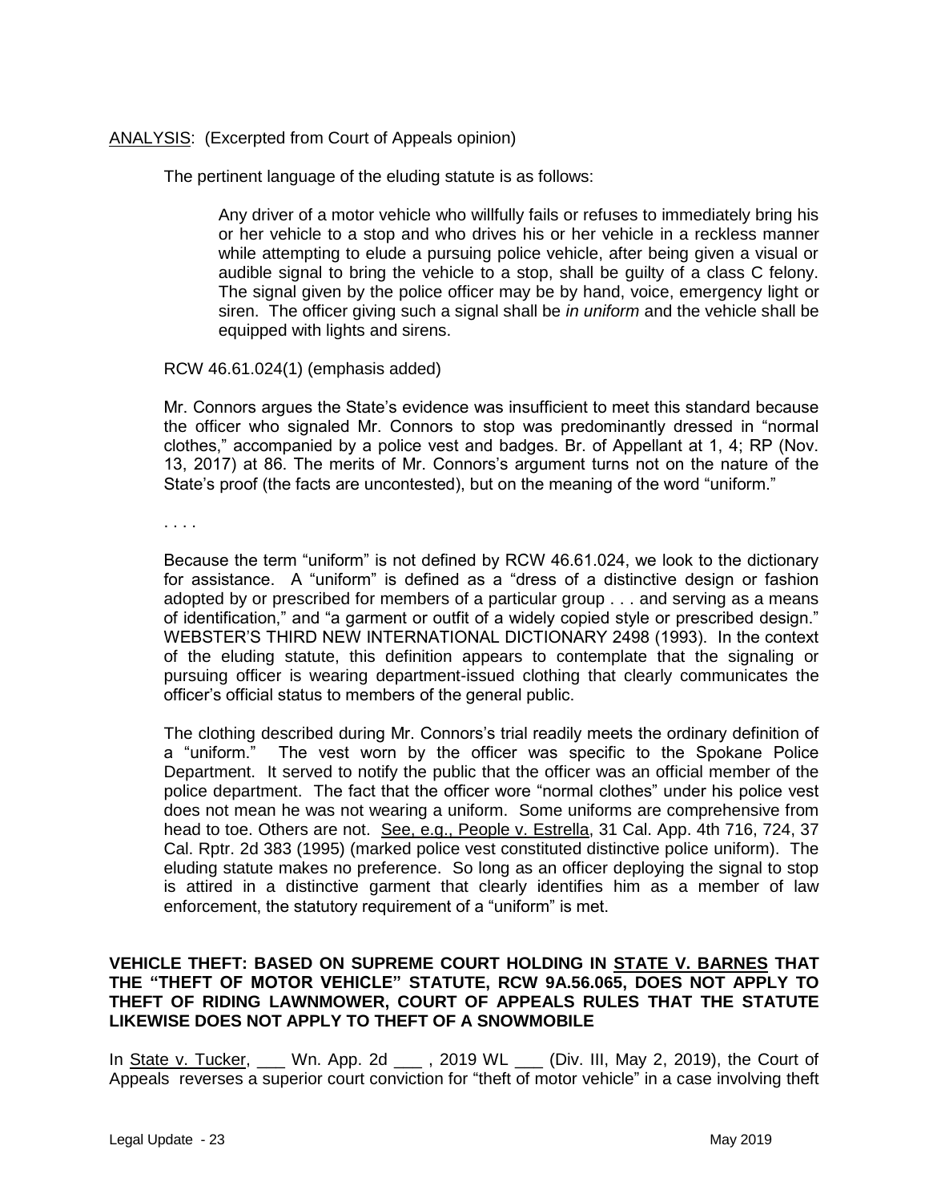<u>ANALYSIS</u>: (Excerpted from Court of Appeals opinion)

The pertinent language of the eluding statute is as follows:

> Any driver of a motor vehicle who willfully fails or refuses to immediately bring his or her vehicle to a stop and who drives his or her vehicle in a reckless manner while attempting to elude a pursuing police vehicle, after being given a visual or audible signal to bring the vehicle to a stop, shall be guilty of a class C felony. The signal given by the police officer may be by hand, voice, emergency light or siren. The officer giving such a signal shall be *in uniform* and the vehicle shall be equipped with lights and sirens.

RCW 46.61.024(1) (emphasis added)

Mr. Connors argues the State's evidence was insufficient to meet this standard because the officer who signaled Mr. Connors to stop was predominantly dressed in "normal clothes," accompanied by a police vest and badges. Br. of Appellant at 1, 4; RP (Nov. 13, 2017) at 86. The merits of Mr. Connors's argument turns not on the nature of the State's proof (the facts are uncontested), but on the meaning of the word "uniform."

. . . .

Because the term "uniform" is not defined by RCW 46.61.024, we look to the dictionary for assistance. A "uniform" is defined as a "dress of a distinctive design or fashion adopted by or prescribed for members of a particular group . . . and serving as a means of identification," and "a garment or outfit of a widely copied style or prescribed design." WEBSTER'S THIRD NEW INTERNATIONAL DICTIONARY 2498 (1993). In the context of the eluding statute, this definition appears to contemplate that the signaling or pursuing officer is wearing department-issued clothing that clearly communicates the officer's official status to members of the general public.

The clothing described during Mr. Connors's trial readily meets the ordinary definition of a "uniform." The vest worn by the officer was specific to the Spokane Police Department. It served to notify the public that the officer was an official member of the police department. The fact that the officer wore "normal clothes" under his police vest does not mean he was not wearing a uniform. Some uniforms are comprehensive from head to toe. Others are not. <u>See, e.g., People v. Estrella</u>, 31 Cal. App. 4th 716, 724, 37 Cal. Rptr. 2d 383 (1995) (marked police vest constituted distinctive police uniform). The eluding statute makes no preference. So long as an officer deploying the signal to stop is attired in a distinctive garment that clearly identifies him as a member of law enforcement, the statutory requirement of a "uniform" is met.

**VEHICLE THEFT: BASED ON SUPREME COURT HOLDING IN <u>STATE V. BARNES</u> THAT THE "THEFT OF MOTOR VEHICLE" STATUTE, RCW 9A.56.065, DOES NOT APPLY TO THEFT OF RIDING LAWNMOWER, COURT OF APPEALS RULES THAT THE STATUTE LIKEWISE DOES NOT APPLY TO THEFT OF A SNOWMOBILE**

In <u>State v. Tucker</u>, ___ Wn. App. 2d ___ , 2019 WL ___ (Div. III, May 2, 2019), the Court of Appeals reverses a superior court conviction for "theft of motor vehicle" in a case involving theft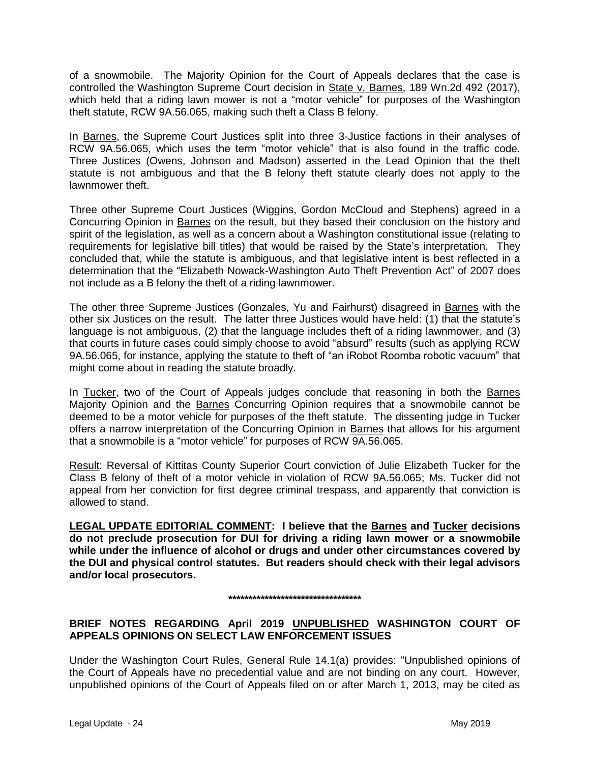of a snowmobile. The Majority Opinion for the Court of Appeals declares that the case is controlled the Washington Supreme Court decision in State v. Barnes, 189 Wn.2d 492 (2017), which held that a riding lawn mower is not a "motor vehicle" for purposes of the Washington theft statute, RCW 9A.56.065, making such theft a Class B felony.

In Barnes, the Supreme Court Justices split into three 3-Justice factions in their analyses of RCW 9A.56.065, which uses the term "motor vehicle" that is also found in the traffic code. Three Justices (Owens, Johnson and Madson) asserted in the Lead Opinion that the theft statute is not ambiguous and that the B felony theft statute clearly does not apply to the lawnmower theft.

Three other Supreme Court Justices (Wiggins, Gordon McCloud and Stephens) agreed in a Concurring Opinion in Barnes on the result, but they based their conclusion on the history and spirit of the legislation, as well as a concern about a Washington constitutional issue (relating to requirements for legislative bill titles) that would be raised by the State's interpretation. They concluded that, while the statute is ambiguous, and that legislative intent is best reflected in a determination that the "Elizabeth Nowack-Washington Auto Theft Prevention Act" of 2007 does not include as a B felony the theft of a riding lawnmower.

The other three Supreme Justices (Gonzales, Yu and Fairhurst) disagreed in Barnes with the other six Justices on the result. The latter three Justices would have held: (1) that the statute's language is not ambiguous, (2) that the language includes theft of a riding lawnmower, and (3) that courts in future cases could simply choose to avoid "absurd" results (such as applying RCW 9A.56.065, for instance, applying the statute to theft of "an iRobot Roomba robotic vacuum" that might come about in reading the statute broadly.

In Tucker, two of the Court of Appeals judges conclude that reasoning in both the Barnes Majority Opinion and the Barnes Concurring Opinion requires that a snowmobile cannot be deemed to be a motor vehicle for purposes of the theft statute. The dissenting judge in Tucker offers a narrow interpretation of the Concurring Opinion in Barnes that allows for his argument that a snowmobile is a "motor vehicle" for purposes of RCW 9A.56.065.

Result: Reversal of Kittitas County Superior Court conviction of Julie Elizabeth Tucker for the Class B felony of theft of a motor vehicle in violation of RCW 9A.56.065; Ms. Tucker did not appeal from her conviction for first degree criminal trespass, and apparently that conviction is allowed to stand.

**LEGAL UPDATE EDITORIAL COMMENT: I believe that the Barnes and Tucker decisions do not preclude prosecution for DUI for driving a riding lawn mower or a snowmobile while under the influence of alcohol or drugs and under other circumstances covered by the DUI and physical control statutes. But readers should check with their legal advisors and/or local prosecutors.**

**********************************

## BRIEF NOTES REGARDING April 2019 UNPUBLISHED WASHINGTON COURT OF APPEALS OPINIONS ON SELECT LAW ENFORCEMENT ISSUES

Under the Washington Court Rules, General Rule 14.1(a) provides: "Unpublished opinions of the Court of Appeals have no precedential value and are not binding on any court. However, unpublished opinions of the Court of Appeals filed on or after March 1, 2013, may be cited as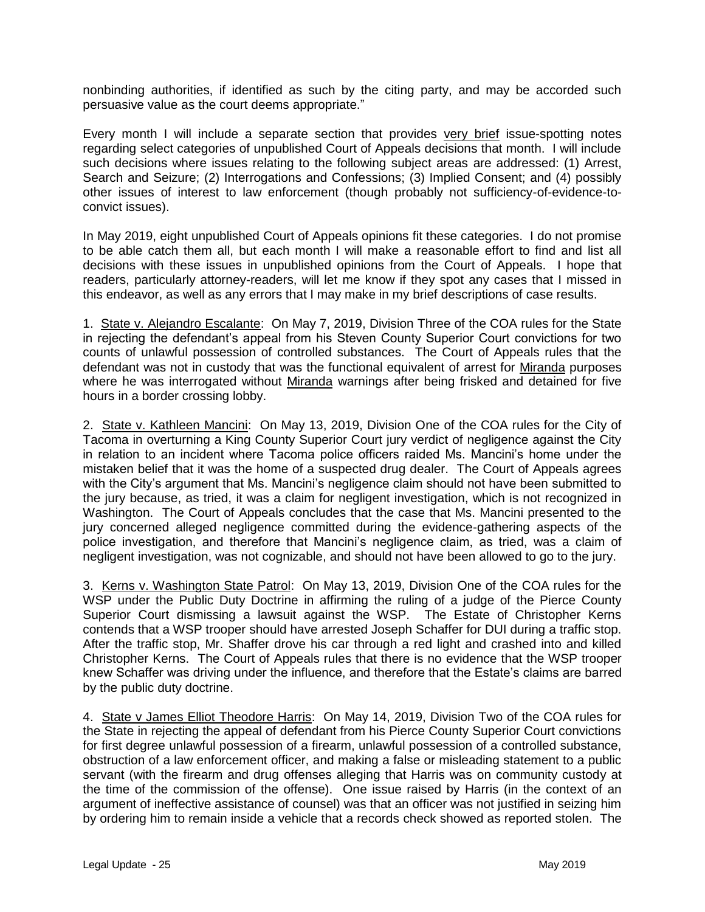nonbinding authorities, if identified as such by the citing party, and may be accorded such persuasive value as the court deems appropriate."

Every month I will include a separate section that provides very brief issue-spotting notes regarding select categories of unpublished Court of Appeals decisions that month. I will include such decisions where issues relating to the following subject areas are addressed: (1) Arrest, Search and Seizure; (2) Interrogations and Confessions; (3) Implied Consent; and (4) possibly other issues of interest to law enforcement (though probably not sufficiency-of-evidence-to-convict issues).

In May 2019, eight unpublished Court of Appeals opinions fit these categories. I do not promise to be able catch them all, but each month I will make a reasonable effort to find and list all decisions with these issues in unpublished opinions from the Court of Appeals. I hope that readers, particularly attorney-readers, will let me know if they spot any cases that I missed in this endeavor, as well as any errors that I may make in my brief descriptions of case results.

1. State v. Alejandro Escalante: On May 7, 2019, Division Three of the COA rules for the State in rejecting the defendant's appeal from his Steven County Superior Court convictions for two counts of unlawful possession of controlled substances. The Court of Appeals rules that the defendant was not in custody that was the functional equivalent of arrest for Miranda purposes where he was interrogated without Miranda warnings after being frisked and detained for five hours in a border crossing lobby.

2. State v. Kathleen Mancini: On May 13, 2019, Division One of the COA rules for the City of Tacoma in overturning a King County Superior Court jury verdict of negligence against the City in relation to an incident where Tacoma police officers raided Ms. Mancini's home under the mistaken belief that it was the home of a suspected drug dealer. The Court of Appeals agrees with the City's argument that Ms. Mancini's negligence claim should not have been submitted to the jury because, as tried, it was a claim for negligent investigation, which is not recognized in Washington. The Court of Appeals concludes that the case that Ms. Mancini presented to the jury concerned alleged negligence committed during the evidence-gathering aspects of the police investigation, and therefore that Mancini's negligence claim, as tried, was a claim of negligent investigation, was not cognizable, and should not have been allowed to go to the jury.

3. Kerns v. Washington State Patrol: On May 13, 2019, Division One of the COA rules for the WSP under the Public Duty Doctrine in affirming the ruling of a judge of the Pierce County Superior Court dismissing a lawsuit against the WSP. The Estate of Christopher Kerns contends that a WSP trooper should have arrested Joseph Schaffer for DUI during a traffic stop. After the traffic stop, Mr. Shaffer drove his car through a red light and crashed into and killed Christopher Kerns. The Court of Appeals rules that there is no evidence that the WSP trooper knew Schaffer was driving under the influence, and therefore that the Estate's claims are barred by the public duty doctrine.

4. State v James Elliot Theodore Harris: On May 14, 2019, Division Two of the COA rules for the State in rejecting the appeal of defendant from his Pierce County Superior Court convictions for first degree unlawful possession of a firearm, unlawful possession of a controlled substance, obstruction of a law enforcement officer, and making a false or misleading statement to a public servant (with the firearm and drug offenses alleging that Harris was on community custody at the time of the commission of the offense). One issue raised by Harris (in the context of an argument of ineffective assistance of counsel) was that an officer was not justified in seizing him by ordering him to remain inside a vehicle that a records check showed as reported stolen. The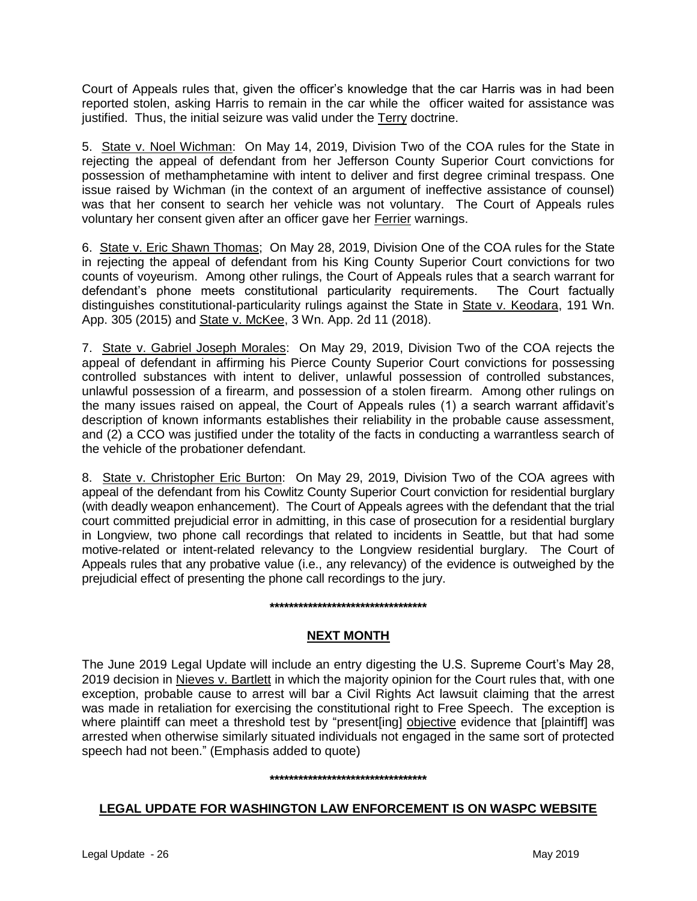Court of Appeals rules that, given the officer's knowledge that the car Harris was in had been reported stolen, asking Harris to remain in the car while the officer waited for assistance was justified. Thus, the initial seizure was valid under the Terry doctrine.

5. State v. Noel Wichman: On May 14, 2019, Division Two of the COA rules for the State in rejecting the appeal of defendant from her Jefferson County Superior Court convictions for possession of methamphetamine with intent to deliver and first degree criminal trespass. One issue raised by Wichman (in the context of an argument of ineffective assistance of counsel) was that her consent to search her vehicle was not voluntary. The Court of Appeals rules voluntary her consent given after an officer gave her Ferrier warnings.

6. State v. Eric Shawn Thomas; On May 28, 2019, Division One of the COA rules for the State in rejecting the appeal of defendant from his King County Superior Court convictions for two counts of voyeurism. Among other rulings, the Court of Appeals rules that a search warrant for defendant's phone meets constitutional particularity requirements. The Court factually distinguishes constitutional-particularity rulings against the State in State v. Keodara, 191 Wn. App. 305 (2015) and State v. McKee, 3 Wn. App. 2d 11 (2018).

7. State v. Gabriel Joseph Morales: On May 29, 2019, Division Two of the COA rejects the appeal of defendant in affirming his Pierce County Superior Court convictions for possessing controlled substances with intent to deliver, unlawful possession of controlled substances, unlawful possession of a firearm, and possession of a stolen firearm. Among other rulings on the many issues raised on appeal, the Court of Appeals rules (1) a search warrant affidavit's description of known informants establishes their reliability in the probable cause assessment, and (2) a CCO was justified under the totality of the facts in conducting a warrantless search of the vehicle of the probationer defendant.

8. State v. Christopher Eric Burton: On May 29, 2019, Division Two of the COA agrees with appeal of the defendant from his Cowlitz County Superior Court conviction for residential burglary (with deadly weapon enhancement). The Court of Appeals agrees with the defendant that the trial court committed prejudicial error in admitting, in this case of prosecution for a residential burglary in Longview, two phone call recordings that related to incidents in Seattle, but that had some motive-related or intent-related relevancy to the Longview residential burglary. The Court of Appeals rules that any probative value (i.e., any relevancy) of the evidence is outweighed by the prejudicial effect of presenting the phone call recordings to the jury.

**********************************

## NEXT MONTH

The June 2019 Legal Update will include an entry digesting the U.S. Supreme Court's May 28, 2019 decision in Nieves v. Bartlett in which the majority opinion for the Court rules that, with one exception, probable cause to arrest will bar a Civil Rights Act lawsuit claiming that the arrest was made in retaliation for exercising the constitutional right to Free Speech. The exception is where plaintiff can meet a threshold test by "present[ing] objective evidence that [plaintiff] was arrested when otherwise similarly situated individuals not engaged in the same sort of protected speech had not been." (Emphasis added to quote)

**********************************

## LEGAL UPDATE FOR WASHINGTON LAW ENFORCEMENT IS ON WASPC WEBSITE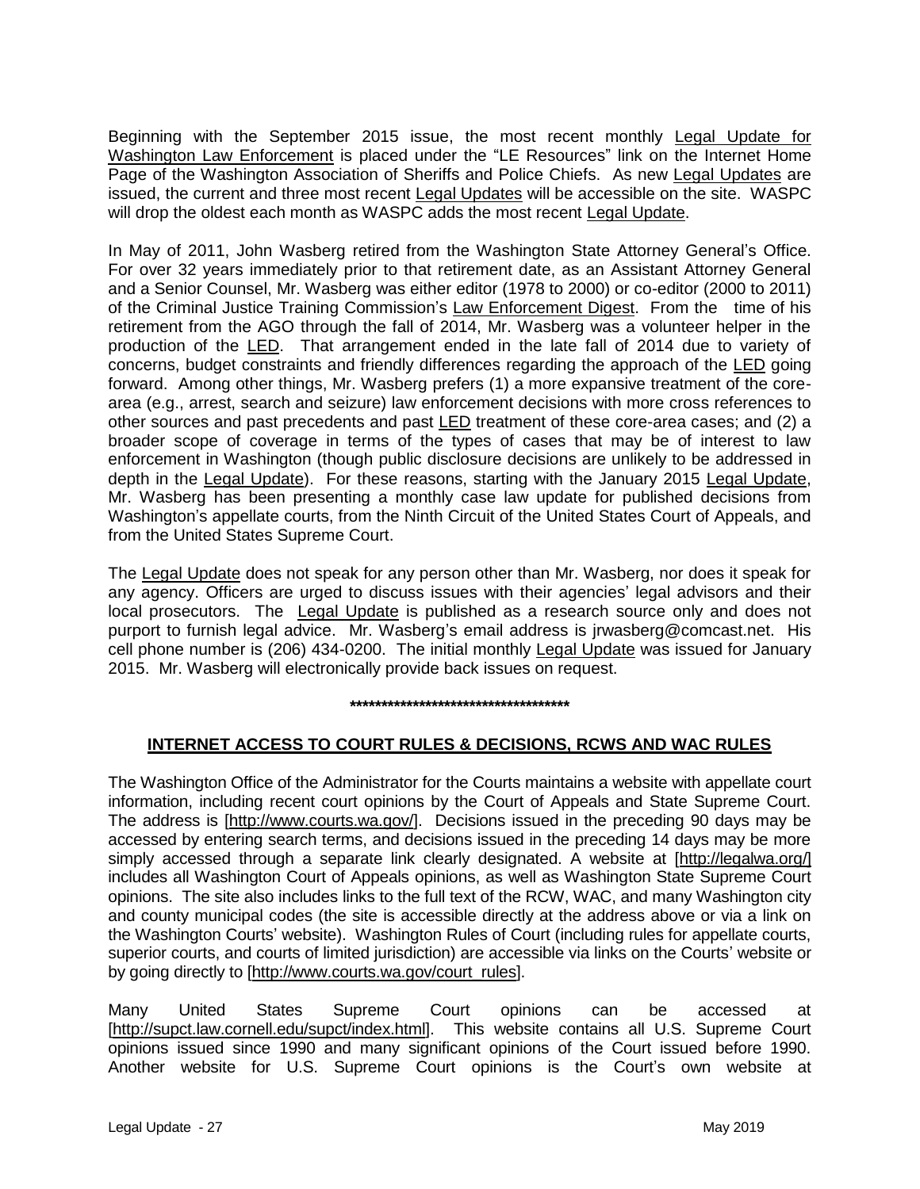Beginning with the September 2015 issue, the most recent monthly Legal Update for Washington Law Enforcement is placed under the "LE Resources" link on the Internet Home Page of the Washington Association of Sheriffs and Police Chiefs. As new Legal Updates are issued, the current and three most recent Legal Updates will be accessible on the site. WASPC will drop the oldest each month as WASPC adds the most recent Legal Update.

In May of 2011, John Wasberg retired from the Washington State Attorney General's Office. For over 32 years immediately prior to that retirement date, as an Assistant Attorney General and a Senior Counsel, Mr. Wasberg was either editor (1978 to 2000) or co-editor (2000 to 2011) of the Criminal Justice Training Commission's Law Enforcement Digest. From the time of his retirement from the AGO through the fall of 2014, Mr. Wasberg was a volunteer helper in the production of the LED. That arrangement ended in the late fall of 2014 due to variety of concerns, budget constraints and friendly differences regarding the approach of the LED going forward. Among other things, Mr. Wasberg prefers (1) a more expansive treatment of the core-area (e.g., arrest, search and seizure) law enforcement decisions with more cross references to other sources and past precedents and past LED treatment of these core-area cases; and (2) a broader scope of coverage in terms of the types of cases that may be of interest to law enforcement in Washington (though public disclosure decisions are unlikely to be addressed in depth in the Legal Update). For these reasons, starting with the January 2015 Legal Update, Mr. Wasberg has been presenting a monthly case law update for published decisions from Washington's appellate courts, from the Ninth Circuit of the United States Court of Appeals, and from the United States Supreme Court.

The Legal Update does not speak for any person other than Mr. Wasberg, nor does it speak for any agency. Officers are urged to discuss issues with their agencies' legal advisors and their local prosecutors. The Legal Update is published as a research source only and does not purport to furnish legal advice. Mr. Wasberg's email address is jrwasberg@comcast.net. His cell phone number is (206) 434-0200. The initial monthly Legal Update was issued for January 2015. Mr. Wasberg will electronically provide back issues on request.

**************************************

## INTERNET ACCESS TO COURT RULES & DECISIONS, RCWS AND WAC RULES

The Washington Office of the Administrator for the Courts maintains a website with appellate court information, including recent court opinions by the Court of Appeals and State Supreme Court. The address is [http://www.courts.wa.gov/]. Decisions issued in the preceding 90 days may be accessed by entering search terms, and decisions issued in the preceding 14 days may be more simply accessed through a separate link clearly designated. A website at [http://legalwa.org/] includes all Washington Court of Appeals opinions, as well as Washington State Supreme Court opinions. The site also includes links to the full text of the RCW, WAC, and many Washington city and county municipal codes (the site is accessible directly at the address above or via a link on the Washington Courts' website). Washington Rules of Court (including rules for appellate courts, superior courts, and courts of limited jurisdiction) are accessible via links on the Courts' website or by going directly to [http://www.courts.wa.gov/court_rules].

Many United States Supreme Court opinions can be accessed at [http://supct.law.cornell.edu/supct/index.html]. This website contains all U.S. Supreme Court opinions issued since 1990 and many significant opinions of the Court issued before 1990. Another website for U.S. Supreme Court opinions is the Court's own website at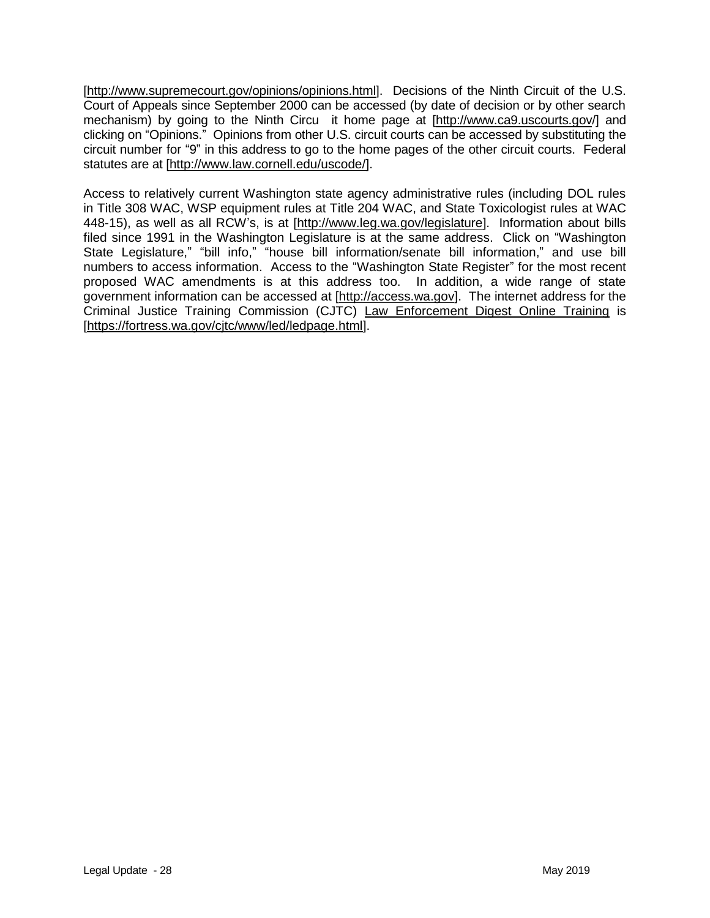[http://www.supremecourt.gov/opinions/opinions.html]. Decisions of the Ninth Circuit of the U.S. Court of Appeals since September 2000 can be accessed (by date of decision or by other search mechanism) by going to the Ninth Circu it home page at [http://www.ca9.uscourts.gov/] and clicking on "Opinions." Opinions from other U.S. circuit courts can be accessed by substituting the circuit number for "9" in this address to go to the home pages of the other circuit courts. Federal statutes are at [http://www.law.cornell.edu/uscode/].

Access to relatively current Washington state agency administrative rules (including DOL rules in Title 308 WAC, WSP equipment rules at Title 204 WAC, and State Toxicologist rules at WAC 448-15), as well as all RCW's, is at [http://www.leg.wa.gov/legislature]. Information about bills filed since 1991 in the Washington Legislature is at the same address. Click on "Washington State Legislature," "bill info," "house bill information/senate bill information," and use bill numbers to access information. Access to the "Washington State Register" for the most recent proposed WAC amendments is at this address too. In addition, a wide range of state government information can be accessed at [http://access.wa.gov]. The internet address for the Criminal Justice Training Commission (CJTC) Law Enforcement Digest Online Training is [https://fortress.wa.gov/cjtc/www/led/ledpage.html].